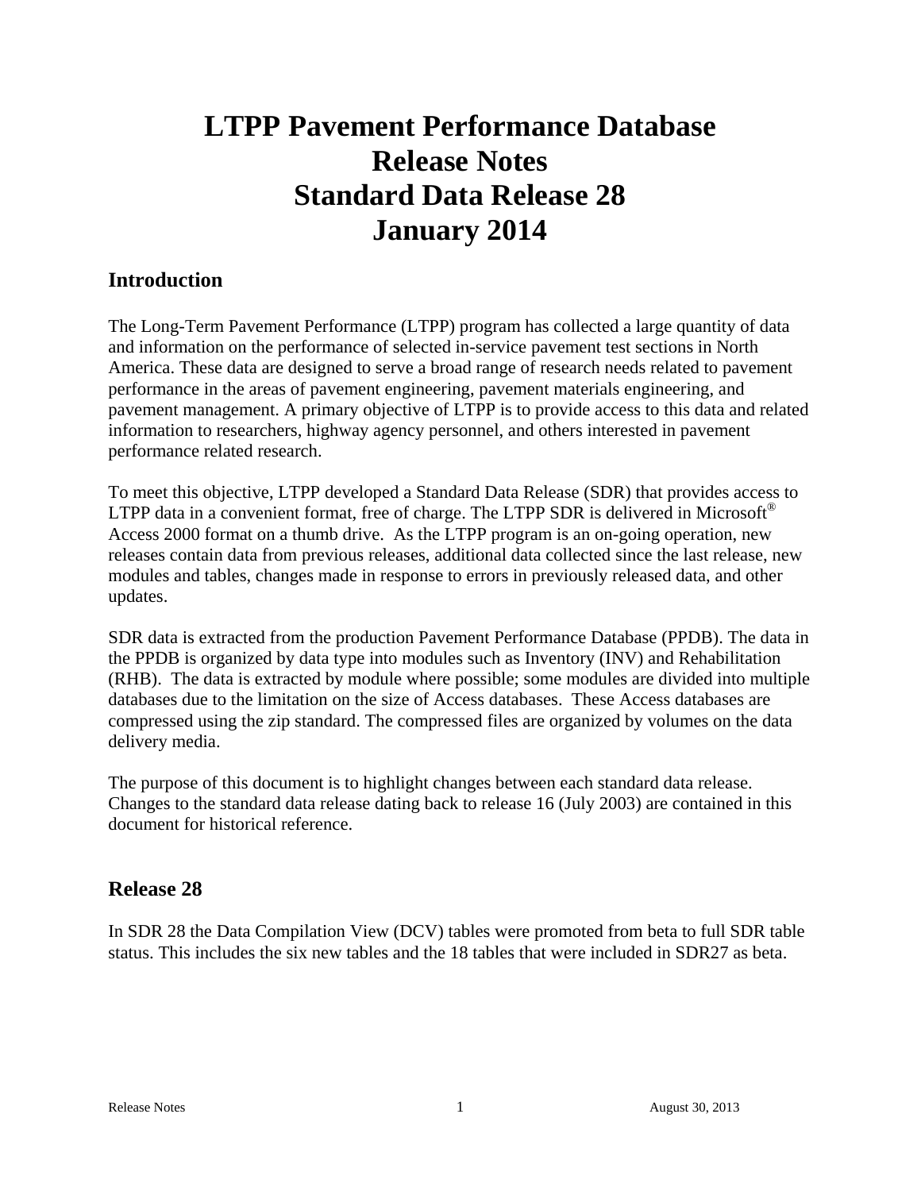# LTPP Pavement Performance Database
# Release Notes
# Standard Data Release 28
# January 2014

## Introduction

The Long-Term Pavement Performance (LTPP) program has collected a large quantity of data and information on the performance of selected in-service pavement test sections in North America. These data are designed to serve a broad range of research needs related to pavement performance in the areas of pavement engineering, pavement materials engineering, and pavement management. A primary objective of LTPP is to provide access to this data and related information to researchers, highway agency personnel, and others interested in pavement performance related research.

To meet this objective, LTPP developed a Standard Data Release (SDR) that provides access to LTPP data in a convenient format, free of charge. The LTPP SDR is delivered in Microsoft® Access 2000 format on a thumb drive. As the LTPP program is an on-going operation, new releases contain data from previous releases, additional data collected since the last release, new modules and tables, changes made in response to errors in previously released data, and other updates.

SDR data is extracted from the production Pavement Performance Database (PPDB). The data in the PPDB is organized by data type into modules such as Inventory (INV) and Rehabilitation (RHB). The data is extracted by module where possible; some modules are divided into multiple databases due to the limitation on the size of Access databases. These Access databases are compressed using the zip standard. The compressed files are organized by volumes on the data delivery media.

The purpose of this document is to highlight changes between each standard data release. Changes to the standard data release dating back to release 16 (July 2003) are contained in this document for historical reference.

## Release 28

In SDR 28 the Data Compilation View (DCV) tables were promoted from beta to full SDR table status. This includes the six new tables and the 18 tables that were included in SDR27 as beta.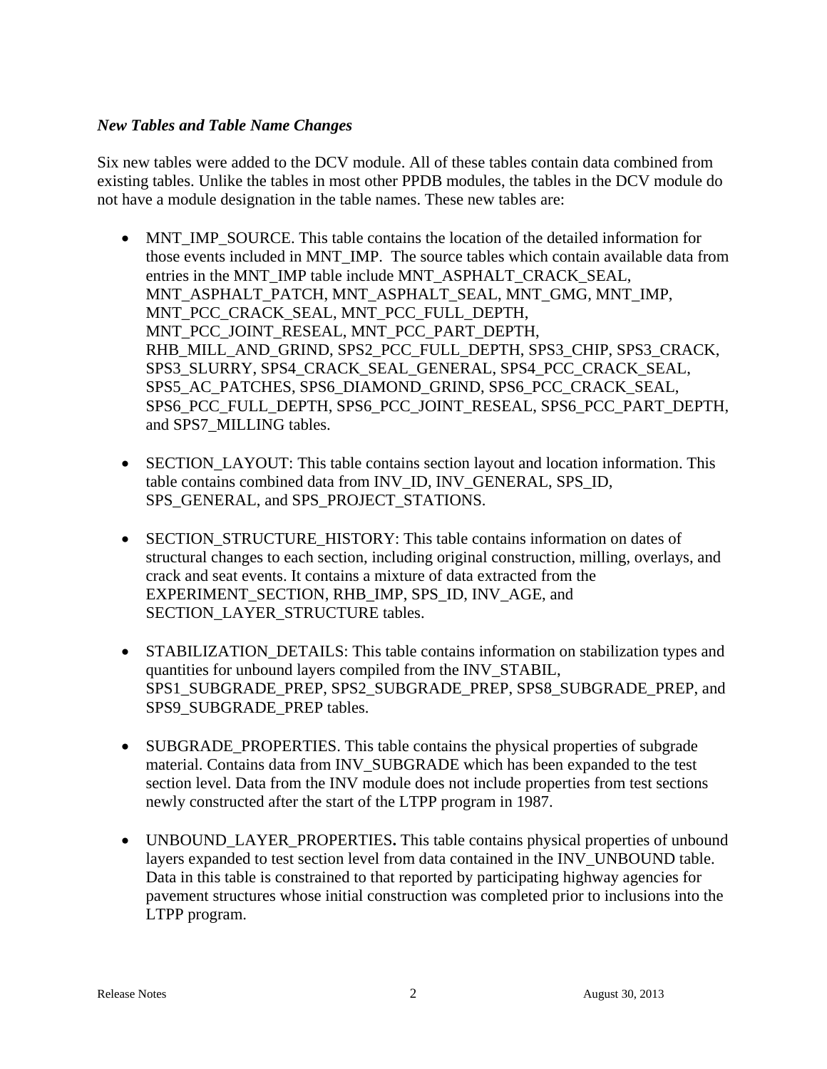*New Tables and Table Name Changes*

Six new tables were added to the DCV module. All of these tables contain data combined from existing tables. Unlike the tables in most other PPDB modules, the tables in the DCV module do not have a module designation in the table names. These new tables are:

- MNT_IMP_SOURCE. This table contains the location of the detailed information for those events included in MNT_IMP. The source tables which contain available data from entries in the MNT_IMP table include MNT_ASPHALT_CRACK_SEAL, MNT_ASPHALT_PATCH, MNT_ASPHALT_SEAL, MNT_GMG, MNT_IMP, MNT_PCC_CRACK_SEAL, MNT_PCC_FULL_DEPTH, MNT_PCC_JOINT_RESEAL, MNT_PCC_PART_DEPTH, RHB_MILL_AND_GRIND, SPS2_PCC_FULL_DEPTH, SPS3_CHIP, SPS3_CRACK, SPS3_SLURRY, SPS4_CRACK_SEAL_GENERAL, SPS4_PCC_CRACK_SEAL, SPS5_AC_PATCHES, SPS6_DIAMOND_GRIND, SPS6_PCC_CRACK_SEAL, SPS6_PCC_FULL_DEPTH, SPS6_PCC_JOINT_RESEAL, SPS6_PCC_PART_DEPTH, and SPS7_MILLING tables.

- SECTION_LAYOUT: This table contains section layout and location information. This table contains combined data from INV_ID, INV_GENERAL, SPS_ID, SPS_GENERAL, and SPS_PROJECT_STATIONS.

- SECTION_STRUCTURE_HISTORY: This table contains information on dates of structural changes to each section, including original construction, milling, overlays, and crack and seat events. It contains a mixture of data extracted from the EXPERIMENT_SECTION, RHB_IMP, SPS_ID, INV_AGE, and SECTION_LAYER_STRUCTURE tables.

- STABILIZATION_DETAILS: This table contains information on stabilization types and quantities for unbound layers compiled from the INV_STABIL, SPS1_SUBGRADE_PREP, SPS2_SUBGRADE_PREP, SPS8_SUBGRADE_PREP, and SPS9_SUBGRADE_PREP tables.

- SUBGRADE_PROPERTIES. This table contains the physical properties of subgrade material. Contains data from INV_SUBGRADE which has been expanded to the test section level. Data from the INV module does not include properties from test sections newly constructed after the start of the LTPP program in 1987.

- UNBOUND_LAYER_PROPERTIES**.** This table contains physical properties of unbound layers expanded to test section level from data contained in the INV_UNBOUND table. Data in this table is constrained to that reported by participating highway agencies for pavement structures whose initial construction was completed prior to inclusions into the LTPP program.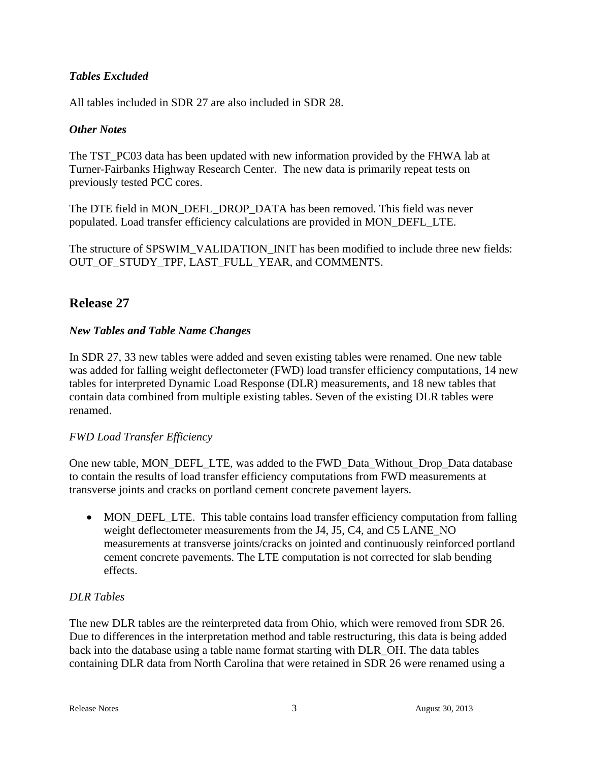### *Tables Excluded*

All tables included in SDR 27 are also included in SDR 28.

### *Other Notes*

The TST_PC03 data has been updated with new information provided by the FHWA lab at Turner-Fairbanks Highway Research Center. The new data is primarily repeat tests on previously tested PCC cores.

The DTE field in MON_DEFL_DROP_DATA has been removed. This field was never populated. Load transfer efficiency calculations are provided in MON_DEFL_LTE.

The structure of SPSWIM_VALIDATION_INIT has been modified to include three new fields: OUT_OF_STUDY_TPF, LAST_FULL_YEAR, and COMMENTS.

## Release 27

### *New Tables and Table Name Changes*

In SDR 27, 33 new tables were added and seven existing tables were renamed. One new table was added for falling weight deflectometer (FWD) load transfer efficiency computations, 14 new tables for interpreted Dynamic Load Response (DLR) measurements, and 18 new tables that contain data combined from multiple existing tables. Seven of the existing DLR tables were renamed.

*FWD Load Transfer Efficiency*

One new table, MON_DEFL_LTE, was added to the FWD_Data_Without_Drop_Data database to contain the results of load transfer efficiency computations from FWD measurements at transverse joints and cracks on portland cement concrete pavement layers.

- MON_DEFL_LTE. This table contains load transfer efficiency computation from falling weight deflectometer measurements from the J4, J5, C4, and C5 LANE_NO measurements at transverse joints/cracks on jointed and continuously reinforced portland cement concrete pavements. The LTE computation is not corrected for slab bending effects.

*DLR Tables*

The new DLR tables are the reinterpreted data from Ohio, which were removed from SDR 26. Due to differences in the interpretation method and table restructuring, this data is being added back into the database using a table name format starting with DLR_OH. The data tables containing DLR data from North Carolina that were retained in SDR 26 were renamed using a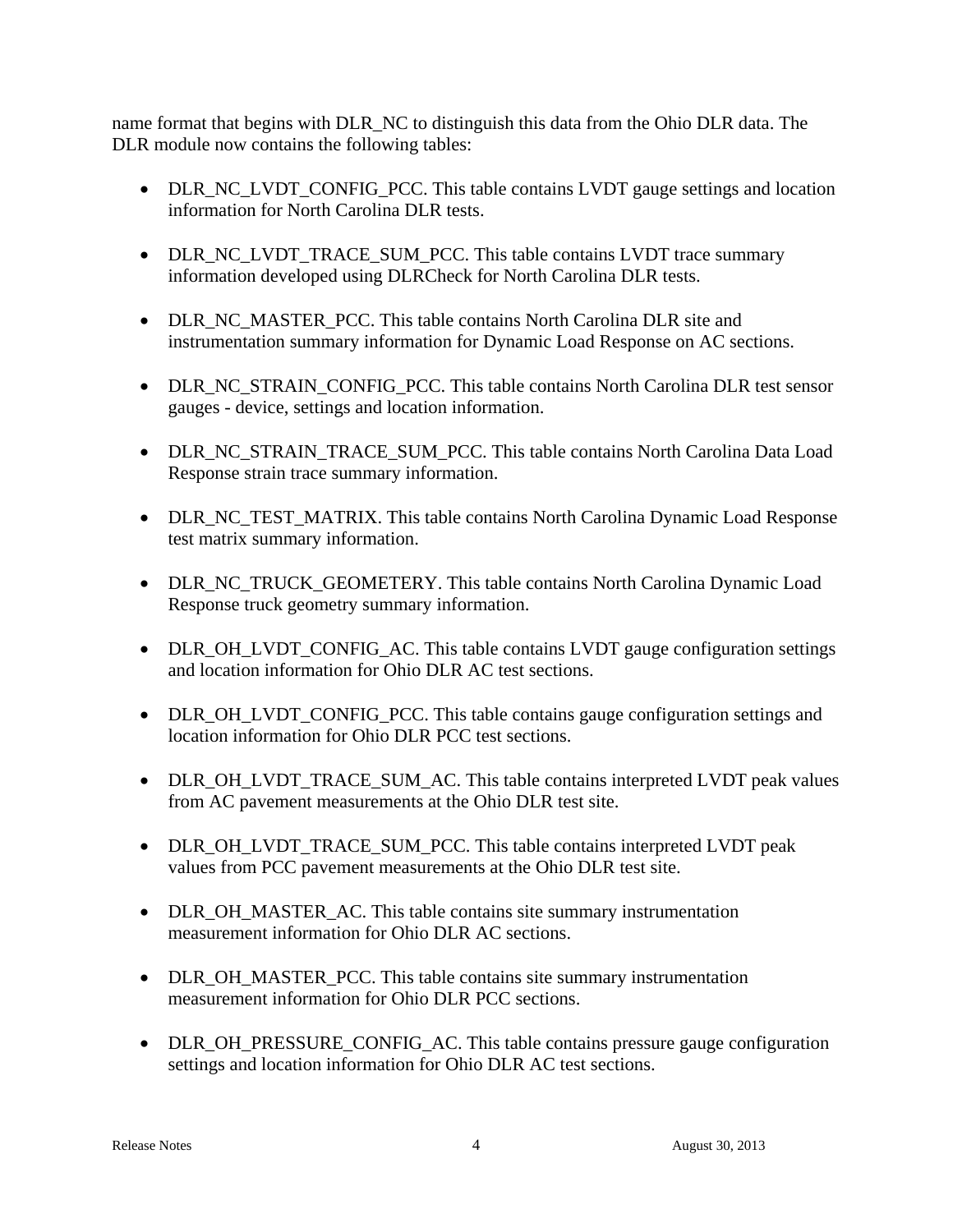name format that begins with DLR_NC to distinguish this data from the Ohio DLR data. The DLR module now contains the following tables:

- DLR_NC_LVDT_CONFIG_PCC. This table contains LVDT gauge settings and location information for North Carolina DLR tests.
- DLR_NC_LVDT_TRACE_SUM_PCC. This table contains LVDT trace summary information developed using DLRCheck for North Carolina DLR tests.
- DLR_NC_MASTER_PCC. This table contains North Carolina DLR site and instrumentation summary information for Dynamic Load Response on AC sections.
- DLR_NC_STRAIN_CONFIG_PCC. This table contains North Carolina DLR test sensor gauges - device, settings and location information.
- DLR_NC_STRAIN_TRACE_SUM_PCC. This table contains North Carolina Data Load Response strain trace summary information.
- DLR_NC_TEST_MATRIX. This table contains North Carolina Dynamic Load Response test matrix summary information.
- DLR_NC_TRUCK_GEOMETERY. This table contains North Carolina Dynamic Load Response truck geometry summary information.
- DLR_OH_LVDT_CONFIG_AC. This table contains LVDT gauge configuration settings and location information for Ohio DLR AC test sections.
- DLR_OH_LVDT_CONFIG_PCC. This table contains gauge configuration settings and location information for Ohio DLR PCC test sections.
- DLR_OH_LVDT_TRACE_SUM_AC. This table contains interpreted LVDT peak values from AC pavement measurements at the Ohio DLR test site.
- DLR_OH_LVDT_TRACE_SUM_PCC. This table contains interpreted LVDT peak values from PCC pavement measurements at the Ohio DLR test site.
- DLR_OH_MASTER_AC. This table contains site summary instrumentation measurement information for Ohio DLR AC sections.
- DLR_OH_MASTER_PCC. This table contains site summary instrumentation measurement information for Ohio DLR PCC sections.
- DLR_OH_PRESSURE_CONFIG_AC. This table contains pressure gauge configuration settings and location information for Ohio DLR AC test sections.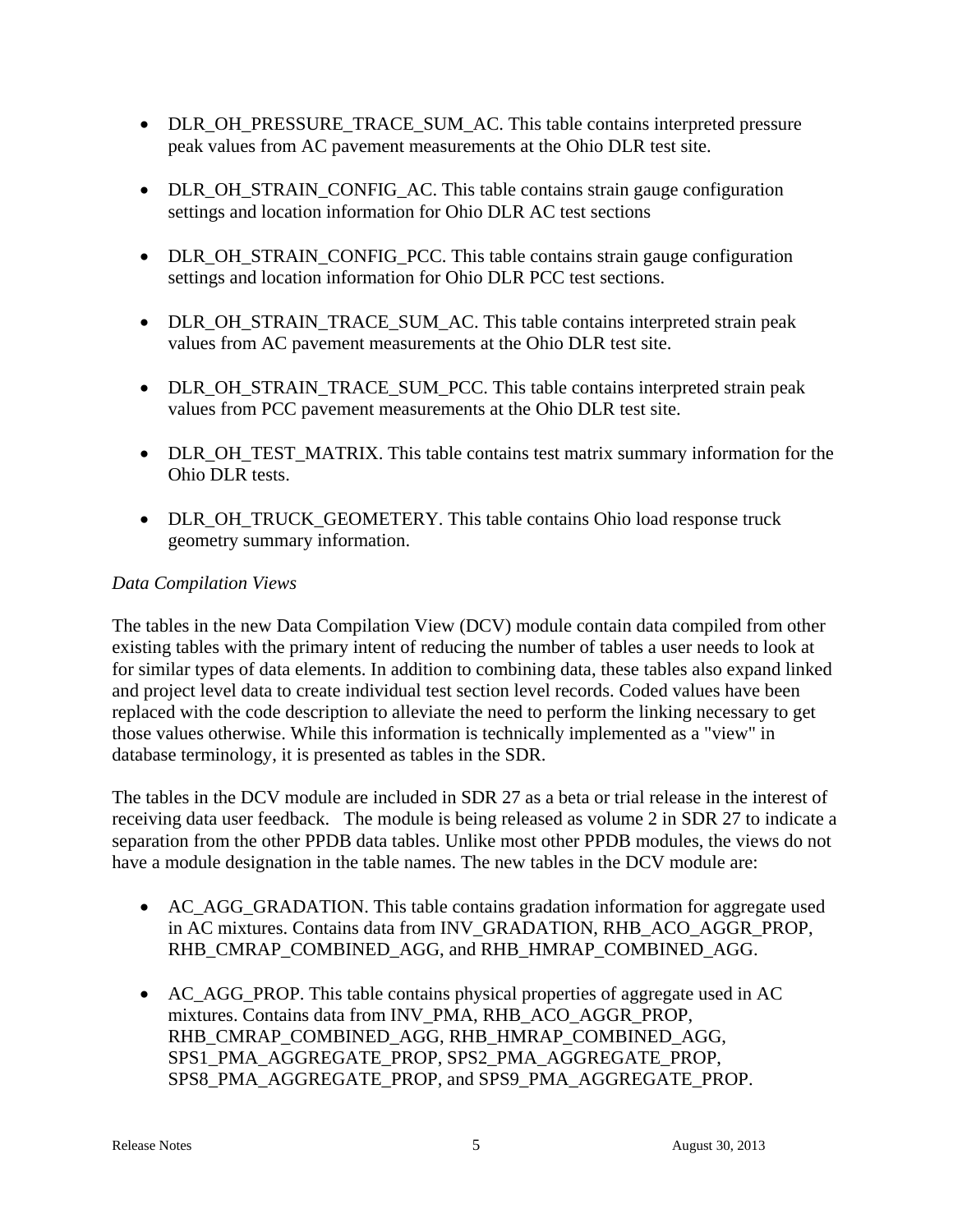- DLR_OH_PRESSURE_TRACE_SUM_AC. This table contains interpreted pressure peak values from AC pavement measurements at the Ohio DLR test site.

- DLR_OH_STRAIN_CONFIG_AC. This table contains strain gauge configuration settings and location information for Ohio DLR AC test sections

- DLR_OH_STRAIN_CONFIG_PCC. This table contains strain gauge configuration settings and location information for Ohio DLR PCC test sections.

- DLR_OH_STRAIN_TRACE_SUM_AC. This table contains interpreted strain peak values from AC pavement measurements at the Ohio DLR test site.

- DLR_OH_STRAIN_TRACE_SUM_PCC. This table contains interpreted strain peak values from PCC pavement measurements at the Ohio DLR test site.

- DLR_OH_TEST_MATRIX. This table contains test matrix summary information for the Ohio DLR tests.

- DLR_OH_TRUCK_GEOMETERY. This table contains Ohio load response truck geometry summary information.

*Data Compilation Views*

The tables in the new Data Compilation View (DCV) module contain data compiled from other existing tables with the primary intent of reducing the number of tables a user needs to look at for similar types of data elements. In addition to combining data, these tables also expand linked and project level data to create individual test section level records. Coded values have been replaced with the code description to alleviate the need to perform the linking necessary to get those values otherwise. While this information is technically implemented as a "view" in database terminology, it is presented as tables in the SDR.

The tables in the DCV module are included in SDR 27 as a beta or trial release in the interest of receiving data user feedback.   The module is being released as volume 2 in SDR 27 to indicate a separation from the other PPDB data tables. Unlike most other PPDB modules, the views do not have a module designation in the table names. The new tables in the DCV module are:

- AC_AGG_GRADATION. This table contains gradation information for aggregate used in AC mixtures. Contains data from INV_GRADATION, RHB_ACO_AGGR_PROP, RHB_CMRAP_COMBINED_AGG, and RHB_HMRAP_COMBINED_AGG.

- AC_AGG_PROP. This table contains physical properties of aggregate used in AC mixtures. Contains data from INV_PMA, RHB_ACO_AGGR_PROP, RHB_CMRAP_COMBINED_AGG, RHB_HMRAP_COMBINED_AGG, SPS1_PMA_AGGREGATE_PROP, SPS2_PMA_AGGREGATE_PROP, SPS8_PMA_AGGREGATE_PROP, and SPS9_PMA_AGGREGATE_PROP.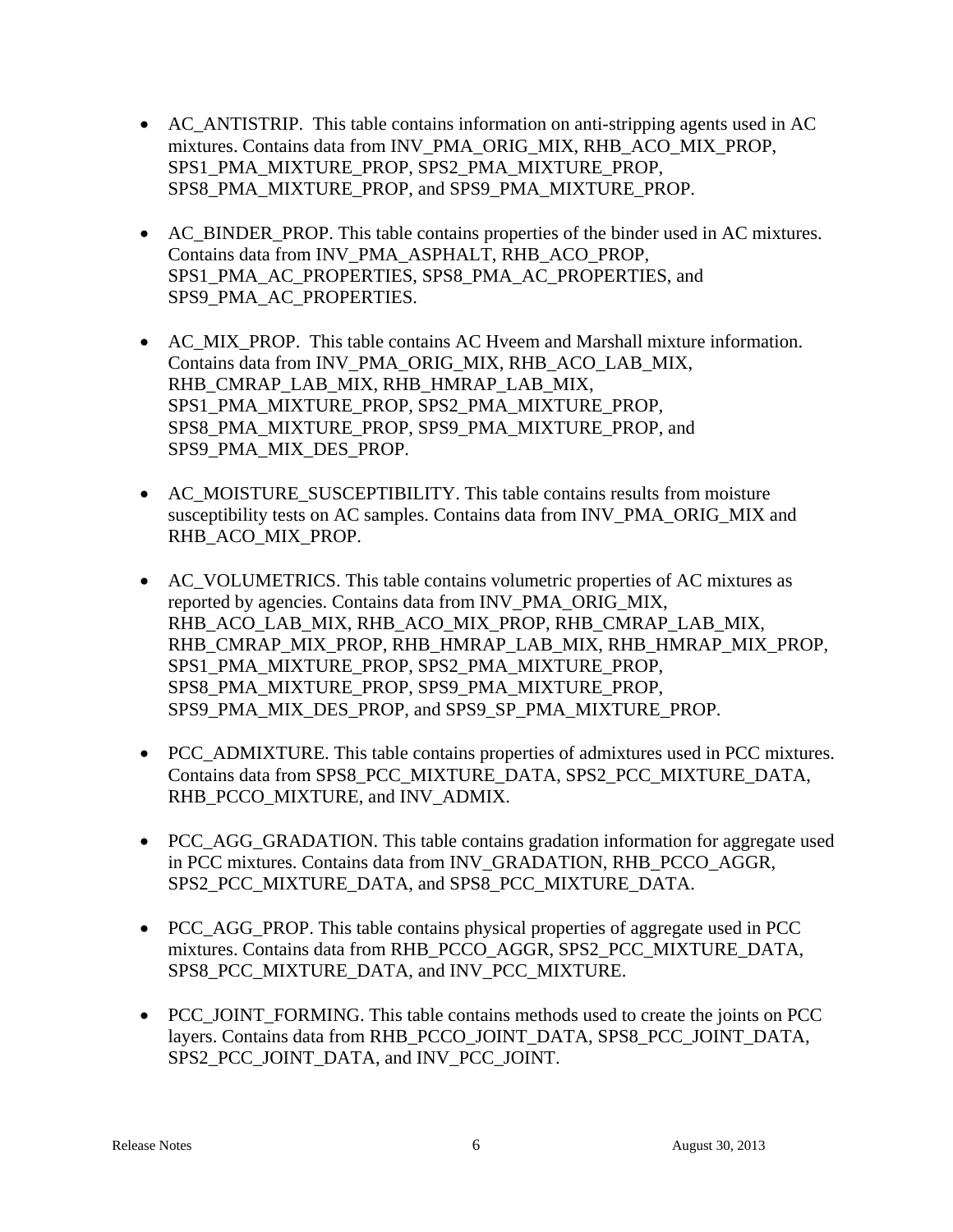- AC_ANTISTRIP. This table contains information on anti-stripping agents used in AC mixtures. Contains data from INV_PMA_ORIG_MIX, RHB_ACO_MIX_PROP, SPS1_PMA_MIXTURE_PROP, SPS2_PMA_MIXTURE_PROP, SPS8_PMA_MIXTURE_PROP, and SPS9_PMA_MIXTURE_PROP.

- AC_BINDER_PROP. This table contains properties of the binder used in AC mixtures. Contains data from INV_PMA_ASPHALT, RHB_ACO_PROP, SPS1_PMA_AC_PROPERTIES, SPS8_PMA_AC_PROPERTIES, and SPS9_PMA_AC_PROPERTIES.

- AC_MIX_PROP. This table contains AC Hveem and Marshall mixture information. Contains data from INV_PMA_ORIG_MIX, RHB_ACO_LAB_MIX, RHB_CMRAP_LAB_MIX, RHB_HMRAP_LAB_MIX, SPS1_PMA_MIXTURE_PROP, SPS2_PMA_MIXTURE_PROP, SPS8_PMA_MIXTURE_PROP, SPS9_PMA_MIXTURE_PROP, and SPS9_PMA_MIX_DES_PROP.

- AC_MOISTURE_SUSCEPTIBILITY. This table contains results from moisture susceptibility tests on AC samples. Contains data from INV_PMA_ORIG_MIX and RHB_ACO_MIX_PROP.

- AC_VOLUMETRICS. This table contains volumetric properties of AC mixtures as reported by agencies. Contains data from INV_PMA_ORIG_MIX, RHB_ACO_LAB_MIX, RHB_ACO_MIX_PROP, RHB_CMRAP_LAB_MIX, RHB_CMRAP_MIX_PROP, RHB_HMRAP_LAB_MIX, RHB_HMRAP_MIX_PROP, SPS1_PMA_MIXTURE_PROP, SPS2_PMA_MIXTURE_PROP, SPS8_PMA_MIXTURE_PROP, SPS9_PMA_MIXTURE_PROP, SPS9_PMA_MIX_DES_PROP, and SPS9_SP_PMA_MIXTURE_PROP.

- PCC_ADMIXTURE. This table contains properties of admixtures used in PCC mixtures. Contains data from SPS8_PCC_MIXTURE_DATA, SPS2_PCC_MIXTURE_DATA, RHB_PCCO_MIXTURE, and INV_ADMIX.

- PCC_AGG_GRADATION. This table contains gradation information for aggregate used in PCC mixtures. Contains data from INV_GRADATION, RHB_PCCO_AGGR, SPS2_PCC_MIXTURE_DATA, and SPS8_PCC_MIXTURE_DATA.

- PCC_AGG_PROP. This table contains physical properties of aggregate used in PCC mixtures. Contains data from RHB_PCCO_AGGR, SPS2_PCC_MIXTURE_DATA, SPS8_PCC_MIXTURE_DATA, and INV_PCC_MIXTURE.

- PCC_JOINT_FORMING. This table contains methods used to create the joints on PCC layers. Contains data from RHB_PCCO_JOINT_DATA, SPS8_PCC_JOINT_DATA, SPS2_PCC_JOINT_DATA, and INV_PCC_JOINT.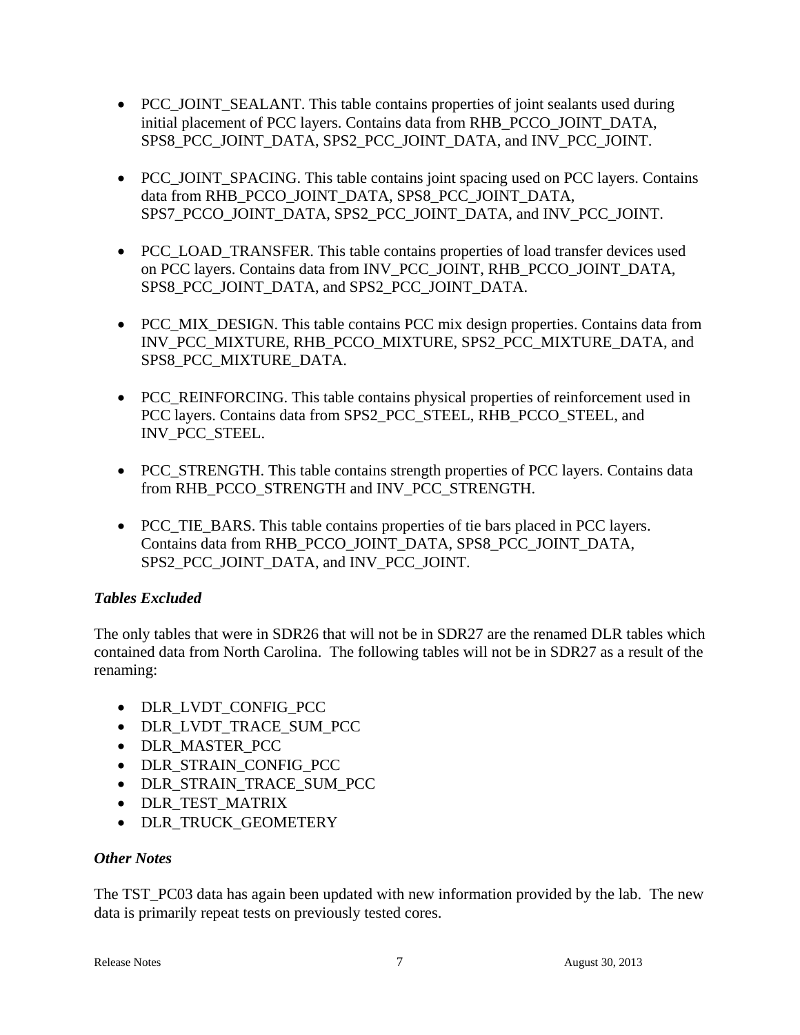- PCC_JOINT_SEALANT. This table contains properties of joint sealants used during initial placement of PCC layers. Contains data from RHB_PCCO_JOINT_DATA, SPS8_PCC_JOINT_DATA, SPS2_PCC_JOINT_DATA, and INV_PCC_JOINT.

- PCC_JOINT_SPACING. This table contains joint spacing used on PCC layers. Contains data from RHB_PCCO_JOINT_DATA, SPS8_PCC_JOINT_DATA, SPS7_PCCO_JOINT_DATA, SPS2_PCC_JOINT_DATA, and INV_PCC_JOINT.

- PCC_LOAD_TRANSFER. This table contains properties of load transfer devices used on PCC layers. Contains data from INV_PCC_JOINT, RHB_PCCO_JOINT_DATA, SPS8_PCC_JOINT_DATA, and SPS2_PCC_JOINT_DATA.

- PCC_MIX_DESIGN. This table contains PCC mix design properties. Contains data from INV_PCC_MIXTURE, RHB_PCCO_MIXTURE, SPS2_PCC_MIXTURE_DATA, and SPS8_PCC_MIXTURE_DATA.

- PCC_REINFORCING. This table contains physical properties of reinforcement used in PCC layers. Contains data from SPS2_PCC_STEEL, RHB_PCCO_STEEL, and INV_PCC_STEEL.

- PCC_STRENGTH. This table contains strength properties of PCC layers. Contains data from RHB_PCCO_STRENGTH and INV_PCC_STRENGTH.

- PCC_TIE_BARS. This table contains properties of tie bars placed in PCC layers. Contains data from RHB_PCCO_JOINT_DATA, SPS8_PCC_JOINT_DATA, SPS2_PCC_JOINT_DATA, and INV_PCC_JOINT.

### *Tables Excluded*

The only tables that were in SDR26 that will not be in SDR27 are the renamed DLR tables which contained data from North Carolina. The following tables will not be in SDR27 as a result of the renaming:

- DLR_LVDT_CONFIG_PCC
- DLR_LVDT_TRACE_SUM_PCC
- DLR_MASTER_PCC
- DLR_STRAIN_CONFIG_PCC
- DLR_STRAIN_TRACE_SUM_PCC
- DLR_TEST_MATRIX
- DLR_TRUCK_GEOMETERY

### *Other Notes*

The TST_PC03 data has again been updated with new information provided by the lab. The new data is primarily repeat tests on previously tested cores.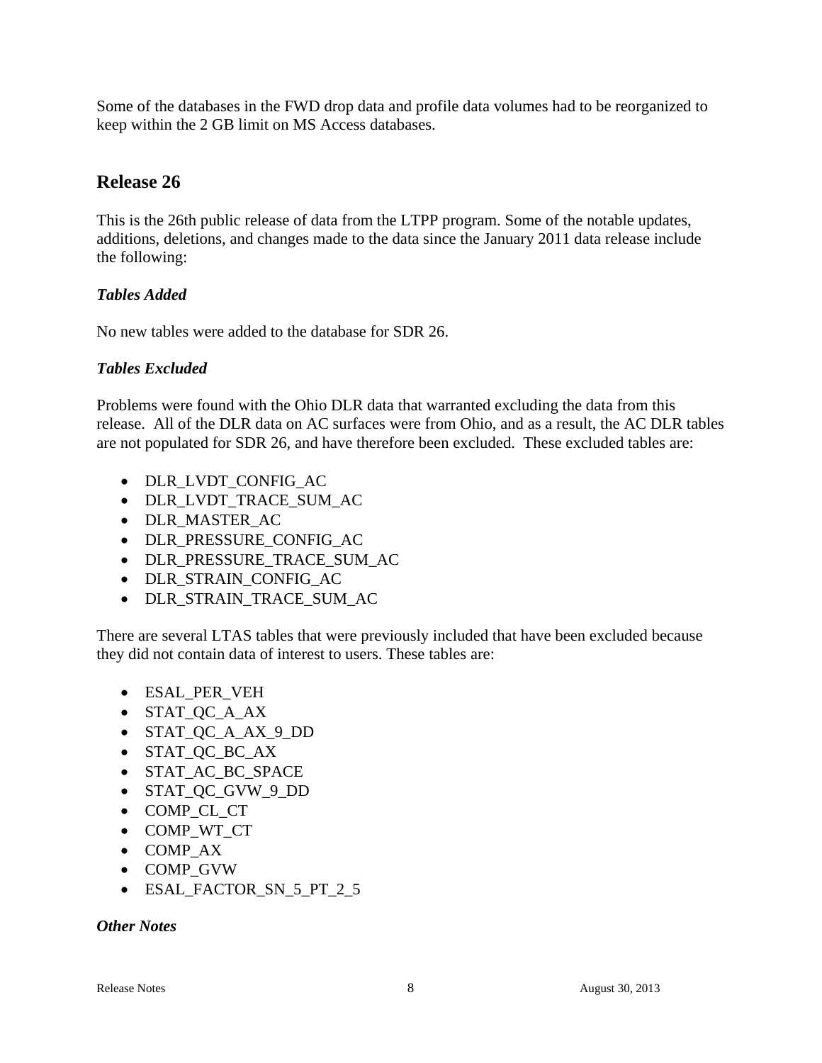Some of the databases in the FWD drop data and profile data volumes had to be reorganized to keep within the 2 GB limit on MS Access databases.

## Release 26

This is the 26th public release of data from the LTPP program. Some of the notable updates, additions, deletions, and changes made to the data since the January 2011 data release include the following:

### *Tables Added*

No new tables were added to the database for SDR 26.

### *Tables Excluded*

Problems were found with the Ohio DLR data that warranted excluding the data from this release. All of the DLR data on AC surfaces were from Ohio, and as a result, the AC DLR tables are not populated for SDR 26, and have therefore been excluded. These excluded tables are:

- DLR_LVDT_CONFIG_AC
- DLR_LVDT_TRACE_SUM_AC
- DLR_MASTER_AC
- DLR_PRESSURE_CONFIG_AC
- DLR_PRESSURE_TRACE_SUM_AC
- DLR_STRAIN_CONFIG_AC
- DLR_STRAIN_TRACE_SUM_AC

There are several LTAS tables that were previously included that have been excluded because they did not contain data of interest to users. These tables are:

- ESAL_PER_VEH
- STAT_QC_A_AX
- STAT_QC_A_AX_9_DD
- STAT_QC_BC_AX
- STAT_AC_BC_SPACE
- STAT_QC_GVW_9_DD
- COMP_CL_CT
- COMP_WT_CT
- COMP_AX
- COMP_GVW
- ESAL_FACTOR_SN_5_PT_2_5

### *Other Notes*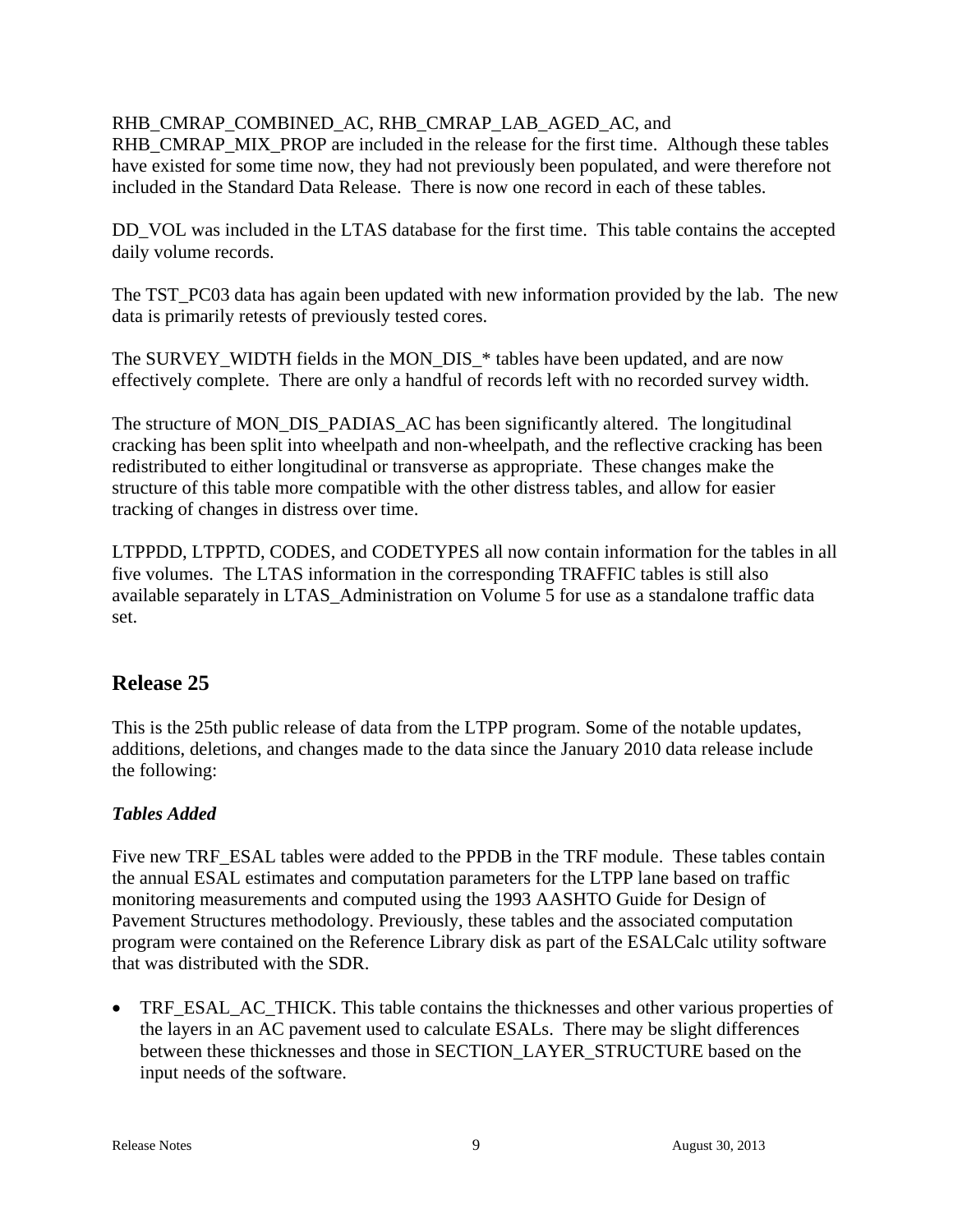RHB_CMRAP_COMBINED_AC, RHB_CMRAP_LAB_AGED_AC, and RHB_CMRAP_MIX_PROP are included in the release for the first time. Although these tables have existed for some time now, they had not previously been populated, and were therefore not included in the Standard Data Release. There is now one record in each of these tables.

DD_VOL was included in the LTAS database for the first time. This table contains the accepted daily volume records.

The TST_PC03 data has again been updated with new information provided by the lab. The new data is primarily retests of previously tested cores.

The SURVEY_WIDTH fields in the MON_DIS_* tables have been updated, and are now effectively complete. There are only a handful of records left with no recorded survey width.

The structure of MON_DIS_PADIAS_AC has been significantly altered. The longitudinal cracking has been split into wheelpath and non-wheelpath, and the reflective cracking has been redistributed to either longitudinal or transverse as appropriate. These changes make the structure of this table more compatible with the other distress tables, and allow for easier tracking of changes in distress over time.

LTPPDD, LTPPTD, CODES, and CODETYPES all now contain information for the tables in all five volumes. The LTAS information in the corresponding TRAFFIC tables is still also available separately in LTAS_Administration on Volume 5 for use as a standalone traffic data set.

## Release 25

This is the 25th public release of data from the LTPP program. Some of the notable updates, additions, deletions, and changes made to the data since the January 2010 data release include the following:

### *Tables Added*

Five new TRF_ESAL tables were added to the PPDB in the TRF module. These tables contain the annual ESAL estimates and computation parameters for the LTPP lane based on traffic monitoring measurements and computed using the 1993 AASHTO Guide for Design of Pavement Structures methodology. Previously, these tables and the associated computation program were contained on the Reference Library disk as part of the ESALCalc utility software that was distributed with the SDR.

- TRF_ESAL_AC_THICK. This table contains the thicknesses and other various properties of the layers in an AC pavement used to calculate ESALs. There may be slight differences between these thicknesses and those in SECTION_LAYER_STRUCTURE based on the input needs of the software.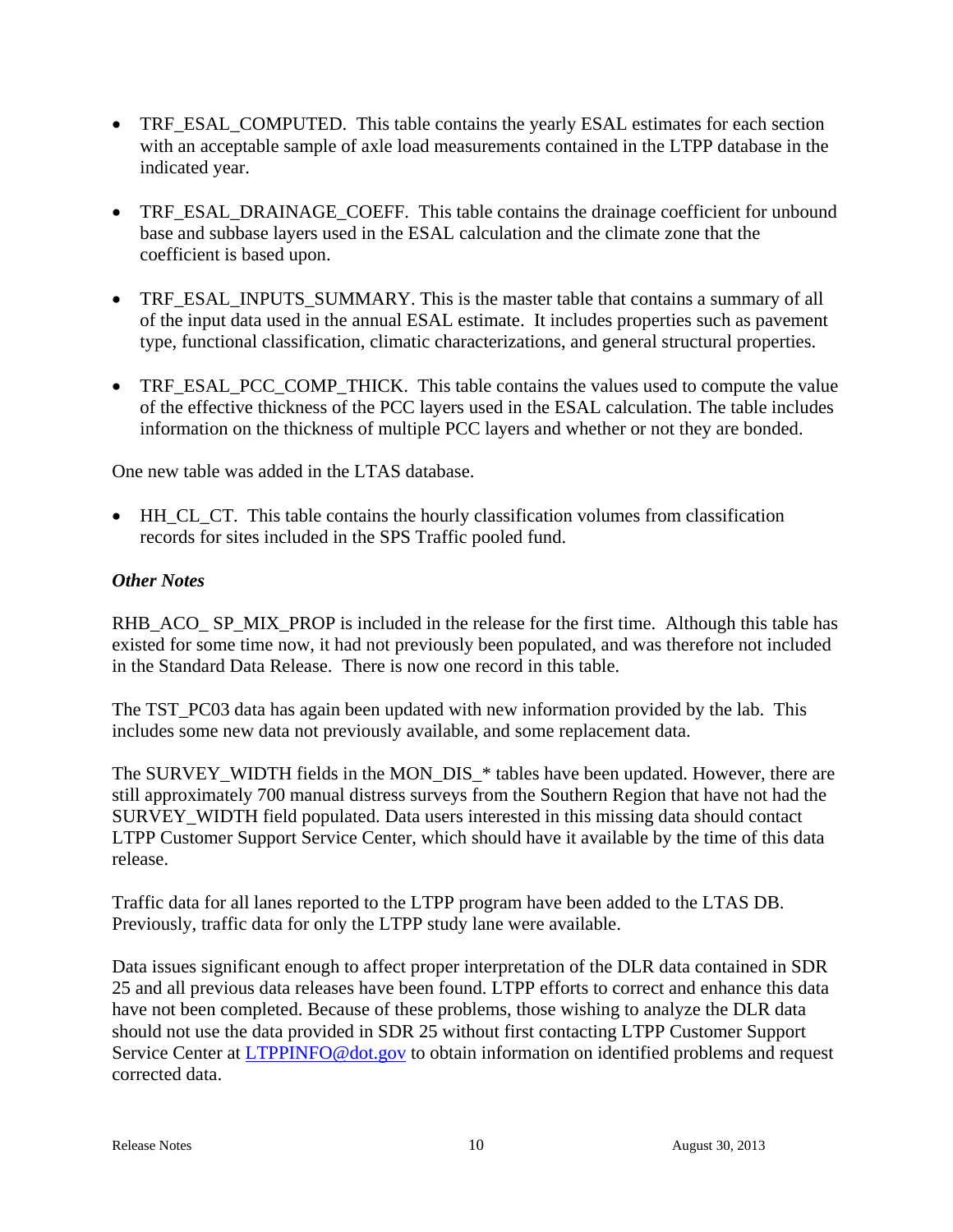- TRF_ESAL_COMPUTED. This table contains the yearly ESAL estimates for each section with an acceptable sample of axle load measurements contained in the LTPP database in the indicated year.

- TRF_ESAL_DRAINAGE_COEFF. This table contains the drainage coefficient for unbound base and subbase layers used in the ESAL calculation and the climate zone that the coefficient is based upon.

- TRF_ESAL_INPUTS_SUMMARY. This is the master table that contains a summary of all of the input data used in the annual ESAL estimate. It includes properties such as pavement type, functional classification, climatic characterizations, and general structural properties.

- TRF_ESAL_PCC_COMP_THICK. This table contains the values used to compute the value of the effective thickness of the PCC layers used in the ESAL calculation. The table includes information on the thickness of multiple PCC layers and whether or not they are bonded.

One new table was added in the LTAS database.

- HH_CL_CT. This table contains the hourly classification volumes from classification records for sites included in the SPS Traffic pooled fund.

***Other Notes***

RHB_ACO_ SP_MIX_PROP is included in the release for the first time. Although this table has existed for some time now, it had not previously been populated, and was therefore not included in the Standard Data Release. There is now one record in this table.

The TST_PC03 data has again been updated with new information provided by the lab. This includes some new data not previously available, and some replacement data.

The SURVEY_WIDTH fields in the MON_DIS_* tables have been updated. However, there are still approximately 700 manual distress surveys from the Southern Region that have not had the SURVEY_WIDTH field populated. Data users interested in this missing data should contact LTPP Customer Support Service Center, which should have it available by the time of this data release.

Traffic data for all lanes reported to the LTPP program have been added to the LTAS DB. Previously, traffic data for only the LTPP study lane were available.

Data issues significant enough to affect proper interpretation of the DLR data contained in SDR 25 and all previous data releases have been found. LTPP efforts to correct and enhance this data have not been completed. Because of these problems, those wishing to analyze the DLR data should not use the data provided in SDR 25 without first contacting LTPP Customer Support Service Center at LTPPINFO@dot.gov to obtain information on identified problems and request corrected data.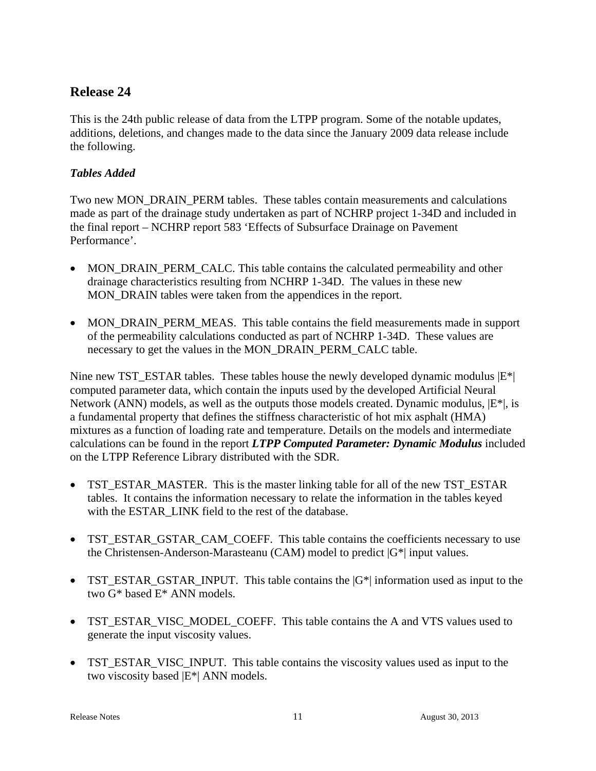## Release 24

This is the 24th public release of data from the LTPP program. Some of the notable updates, additions, deletions, and changes made to the data since the January 2009 data release include the following.

### *Tables Added*

Two new MON_DRAIN_PERM tables. These tables contain measurements and calculations made as part of the drainage study undertaken as part of NCHRP project 1-34D and included in the final report – NCHRP report 583 'Effects of Subsurface Drainage on Pavement Performance'.

- MON_DRAIN_PERM_CALC. This table contains the calculated permeability and other drainage characteristics resulting from NCHRP 1-34D. The values in these new MON_DRAIN tables were taken from the appendices in the report.

- MON_DRAIN_PERM_MEAS. This table contains the field measurements made in support of the permeability calculations conducted as part of NCHRP 1-34D. These values are necessary to get the values in the MON_DRAIN_PERM_CALC table.

Nine new TST_ESTAR tables. These tables house the newly developed dynamic modulus |E*| computed parameter data, which contain the inputs used by the developed Artificial Neural Network (ANN) models, as well as the outputs those models created. Dynamic modulus, |E*|, is a fundamental property that defines the stiffness characteristic of hot mix asphalt (HMA) mixtures as a function of loading rate and temperature. Details on the models and intermediate calculations can be found in the report ***LTPP Computed Parameter: Dynamic Modulus*** included on the LTPP Reference Library distributed with the SDR.

- TST_ESTAR_MASTER. This is the master linking table for all of the new TST_ESTAR tables. It contains the information necessary to relate the information in the tables keyed with the ESTAR_LINK field to the rest of the database.

- TST_ESTAR_GSTAR_CAM_COEFF. This table contains the coefficients necessary to use the Christensen-Anderson-Marasteanu (CAM) model to predict |G*| input values.

- TST_ESTAR_GSTAR_INPUT. This table contains the |G*| information used as input to the two G* based E* ANN models.

- TST_ESTAR_VISC_MODEL_COEFF. This table contains the A and VTS values used to generate the input viscosity values.

- TST_ESTAR_VISC_INPUT. This table contains the viscosity values used as input to the two viscosity based |E*| ANN models.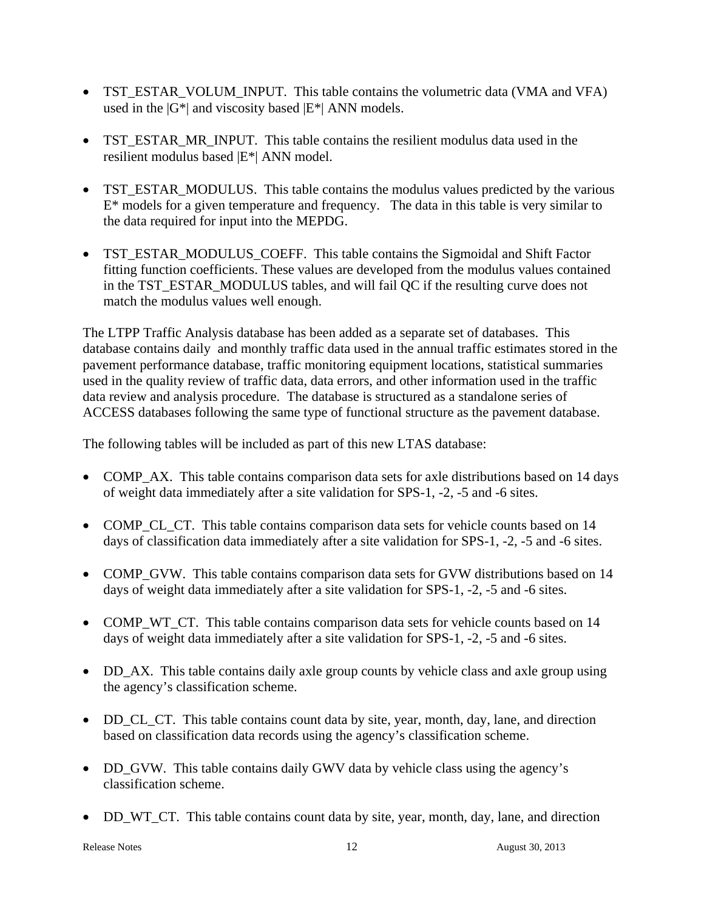- TST_ESTAR_VOLUM_INPUT. This table contains the volumetric data (VMA and VFA) used in the |G*| and viscosity based |E*| ANN models.

- TST_ESTAR_MR_INPUT. This table contains the resilient modulus data used in the resilient modulus based |E*| ANN model.

- TST_ESTAR_MODULUS. This table contains the modulus values predicted by the various E* models for a given temperature and frequency. The data in this table is very similar to the data required for input into the MEPDG.

- TST_ESTAR_MODULUS_COEFF. This table contains the Sigmoidal and Shift Factor fitting function coefficients. These values are developed from the modulus values contained in the TST_ESTAR_MODULUS tables, and will fail QC if the resulting curve does not match the modulus values well enough.

The LTPP Traffic Analysis database has been added as a separate set of databases. This database contains daily and monthly traffic data used in the annual traffic estimates stored in the pavement performance database, traffic monitoring equipment locations, statistical summaries used in the quality review of traffic data, data errors, and other information used in the traffic data review and analysis procedure. The database is structured as a standalone series of ACCESS databases following the same type of functional structure as the pavement database.

The following tables will be included as part of this new LTAS database:

- COMP_AX. This table contains comparison data sets for axle distributions based on 14 days of weight data immediately after a site validation for SPS-1, -2, -5 and -6 sites.

- COMP_CL_CT. This table contains comparison data sets for vehicle counts based on 14 days of classification data immediately after a site validation for SPS-1, -2, -5 and -6 sites.

- COMP_GVW. This table contains comparison data sets for GVW distributions based on 14 days of weight data immediately after a site validation for SPS-1, -2, -5 and -6 sites.

- COMP_WT_CT. This table contains comparison data sets for vehicle counts based on 14 days of weight data immediately after a site validation for SPS-1, -2, -5 and -6 sites.

- DD_AX. This table contains daily axle group counts by vehicle class and axle group using the agency's classification scheme.

- DD_CL_CT. This table contains count data by site, year, month, day, lane, and direction based on classification data records using the agency's classification scheme.

- DD_GVW. This table contains daily GWV data by vehicle class using the agency's classification scheme.

- DD_WT_CT. This table contains count data by site, year, month, day, lane, and direction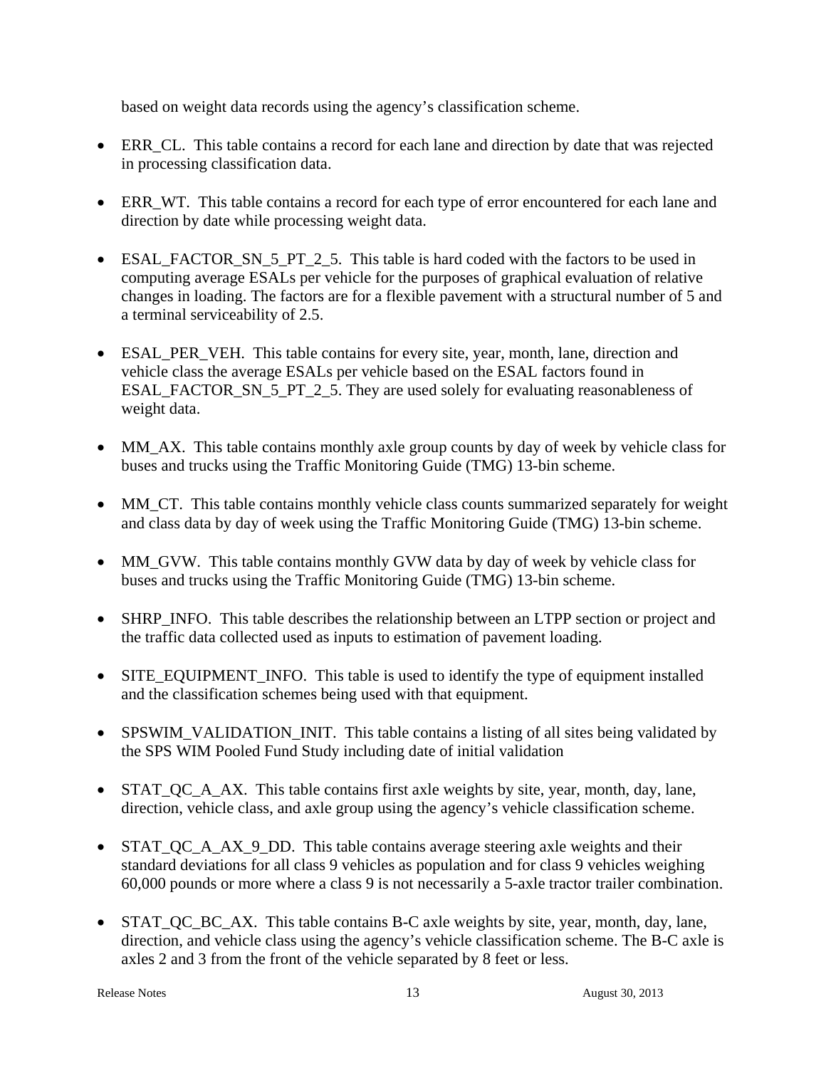based on weight data records using the agency's classification scheme.

- ERR_CL. This table contains a record for each lane and direction by date that was rejected in processing classification data.

- ERR_WT. This table contains a record for each type of error encountered for each lane and direction by date while processing weight data.

- ESAL_FACTOR_SN_5_PT_2_5. This table is hard coded with the factors to be used in computing average ESALs per vehicle for the purposes of graphical evaluation of relative changes in loading. The factors are for a flexible pavement with a structural number of 5 and a terminal serviceability of 2.5.

- ESAL_PER_VEH. This table contains for every site, year, month, lane, direction and vehicle class the average ESALs per vehicle based on the ESAL factors found in ESAL_FACTOR_SN_5_PT_2_5. They are used solely for evaluating reasonableness of weight data.

- MM_AX. This table contains monthly axle group counts by day of week by vehicle class for buses and trucks using the Traffic Monitoring Guide (TMG) 13-bin scheme.

- MM_CT. This table contains monthly vehicle class counts summarized separately for weight and class data by day of week using the Traffic Monitoring Guide (TMG) 13-bin scheme.

- MM_GVW. This table contains monthly GVW data by day of week by vehicle class for buses and trucks using the Traffic Monitoring Guide (TMG) 13-bin scheme.

- SHRP_INFO. This table describes the relationship between an LTPP section or project and the traffic data collected used as inputs to estimation of pavement loading.

- SITE_EQUIPMENT_INFO. This table is used to identify the type of equipment installed and the classification schemes being used with that equipment.

- SPSWIM_VALIDATION_INIT. This table contains a listing of all sites being validated by the SPS WIM Pooled Fund Study including date of initial validation

- STAT_QC_A_AX. This table contains first axle weights by site, year, month, day, lane, direction, vehicle class, and axle group using the agency's vehicle classification scheme.

- STAT_QC_A_AX_9_DD. This table contains average steering axle weights and their standard deviations for all class 9 vehicles as population and for class 9 vehicles weighing 60,000 pounds or more where a class 9 is not necessarily a 5-axle tractor trailer combination.

- STAT_QC_BC_AX. This table contains B-C axle weights by site, year, month, day, lane, direction, and vehicle class using the agency's vehicle classification scheme. The B-C axle is axles 2 and 3 from the front of the vehicle separated by 8 feet or less.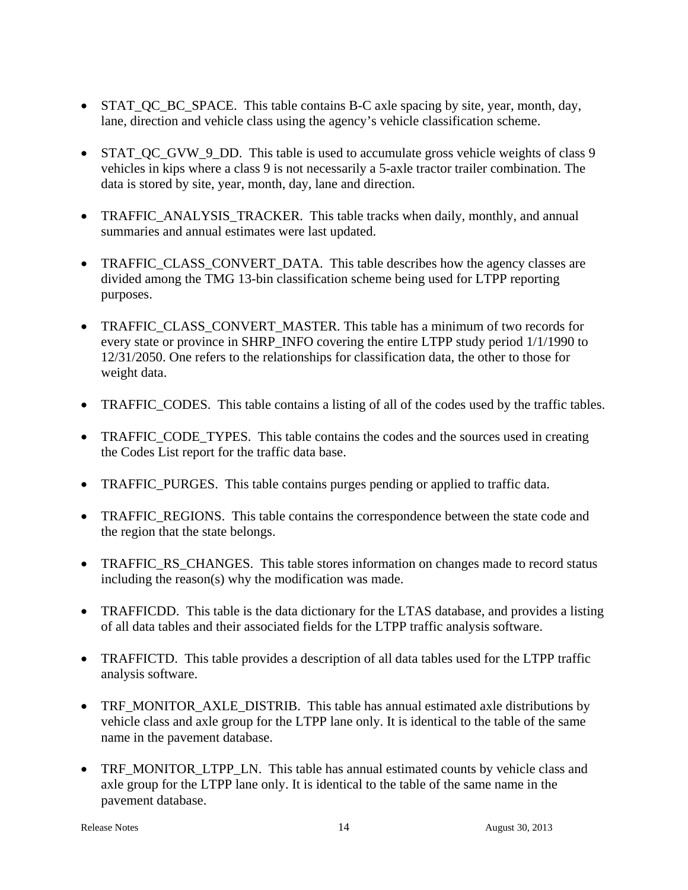- STAT_QC_BC_SPACE.  This table contains B-C axle spacing by site, year, month, day, lane, direction and vehicle class using the agency's vehicle classification scheme.

- STAT_QC_GVW_9_DD.  This table is used to accumulate gross vehicle weights of class 9 vehicles in kips where a class 9 is not necessarily a 5-axle tractor trailer combination. The data is stored by site, year, month, day, lane and direction.

- TRAFFIC_ANALYSIS_TRACKER.  This table tracks when daily, monthly, and annual summaries and annual estimates were last updated.

- TRAFFIC_CLASS_CONVERT_DATA.  This table describes how the agency classes are divided among the TMG 13-bin classification scheme being used for LTPP reporting purposes.

- TRAFFIC_CLASS_CONVERT_MASTER. This table has a minimum of two records for every state or province in SHRP_INFO covering the entire LTPP study period 1/1/1990 to 12/31/2050. One refers to the relationships for classification data, the other to those for weight data.

- TRAFFIC_CODES.  This table contains a listing of all of the codes used by the traffic tables.

- TRAFFIC_CODE_TYPES.  This table contains the codes and the sources used in creating the Codes List report for the traffic data base.

- TRAFFIC_PURGES.  This table contains purges pending or applied to traffic data.

- TRAFFIC_REGIONS.  This table contains the correspondence between the state code and the region that the state belongs.

- TRAFFIC_RS_CHANGES.  This table stores information on changes made to record status including the reason(s) why the modification was made.

- TRAFFICDD.  This table is the data dictionary for the LTAS database, and provides a listing of all data tables and their associated fields for the LTPP traffic analysis software.

- TRAFFICTD.  This table provides a description of all data tables used for the LTPP traffic analysis software.

- TRF_MONITOR_AXLE_DISTRIB.  This table has annual estimated axle distributions by vehicle class and axle group for the LTPP lane only. It is identical to the table of the same name in the pavement database.

- TRF_MONITOR_LTPP_LN.  This table has annual estimated counts by vehicle class and axle group for the LTPP lane only. It is identical to the table of the same name in the pavement database.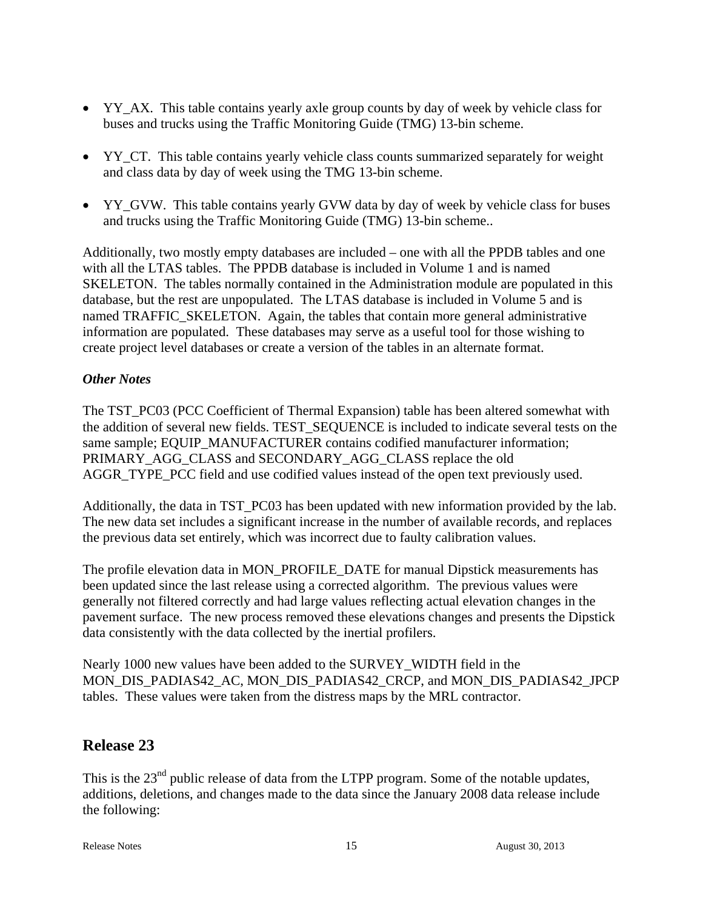- YY_AX. This table contains yearly axle group counts by day of week by vehicle class for buses and trucks using the Traffic Monitoring Guide (TMG) 13-bin scheme.

- YY_CT. This table contains yearly vehicle class counts summarized separately for weight and class data by day of week using the TMG 13-bin scheme.

- YY_GVW. This table contains yearly GVW data by day of week by vehicle class for buses and trucks using the Traffic Monitoring Guide (TMG) 13-bin scheme..

Additionally, two mostly empty databases are included – one with all the PPDB tables and one with all the LTAS tables. The PPDB database is included in Volume 1 and is named SKELETON. The tables normally contained in the Administration module are populated in this database, but the rest are unpopulated. The LTAS database is included in Volume 5 and is named TRAFFIC_SKELETON. Again, the tables that contain more general administrative information are populated. These databases may serve as a useful tool for those wishing to create project level databases or create a version of the tables in an alternate format.

***Other Notes***

The TST_PC03 (PCC Coefficient of Thermal Expansion) table has been altered somewhat with the addition of several new fields. TEST_SEQUENCE is included to indicate several tests on the same sample; EQUIP_MANUFACTURER contains codified manufacturer information; PRIMARY_AGG_CLASS and SECONDARY_AGG_CLASS replace the old AGGR_TYPE_PCC field and use codified values instead of the open text previously used.

Additionally, the data in TST_PC03 has been updated with new information provided by the lab. The new data set includes a significant increase in the number of available records, and replaces the previous data set entirely, which was incorrect due to faulty calibration values.

The profile elevation data in MON_PROFILE_DATE for manual Dipstick measurements has been updated since the last release using a corrected algorithm. The previous values were generally not filtered correctly and had large values reflecting actual elevation changes in the pavement surface. The new process removed these elevations changes and presents the Dipstick data consistently with the data collected by the inertial profilers.

Nearly 1000 new values have been added to the SURVEY_WIDTH field in the MON_DIS_PADIAS42_AC, MON_DIS_PADIAS42_CRCP, and MON_DIS_PADIAS42_JPCP tables. These values were taken from the distress maps by the MRL contractor.

## Release 23

This is the 23nd public release of data from the LTPP program. Some of the notable updates, additions, deletions, and changes made to the data since the January 2008 data release include the following: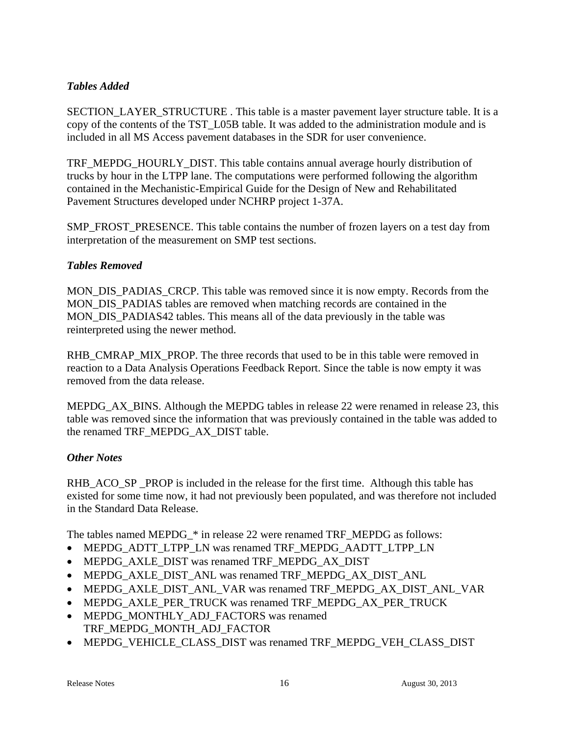### *Tables Added*

SECTION_LAYER_STRUCTURE . This table is a master pavement layer structure table. It is a copy of the contents of the TST_L05B table. It was added to the administration module and is included in all MS Access pavement databases in the SDR for user convenience.

TRF_MEPDG_HOURLY_DIST. This table contains annual average hourly distribution of trucks by hour in the LTPP lane. The computations were performed following the algorithm contained in the Mechanistic-Empirical Guide for the Design of New and Rehabilitated Pavement Structures developed under NCHRP project 1-37A.

SMP_FROST_PRESENCE. This table contains the number of frozen layers on a test day from interpretation of the measurement on SMP test sections.

### *Tables Removed*

MON_DIS_PADIAS_CRCP. This table was removed since it is now empty. Records from the MON_DIS_PADIAS tables are removed when matching records are contained in the MON_DIS_PADIAS42 tables. This means all of the data previously in the table was reinterpreted using the newer method.

RHB_CMRAP_MIX_PROP. The three records that used to be in this table were removed in reaction to a Data Analysis Operations Feedback Report. Since the table is now empty it was removed from the data release.

MEPDG_AX_BINS. Although the MEPDG tables in release 22 were renamed in release 23, this table was removed since the information that was previously contained in the table was added to the renamed TRF_MEPDG_AX_DIST table.

### *Other Notes*

RHB_ACO_SP _PROP is included in the release for the first time. Although this table has existed for some time now, it had not previously been populated, and was therefore not included in the Standard Data Release.

The tables named MEPDG_* in release 22 were renamed TRF_MEPDG as follows:

- MEPDG_ADTT_LTPP_LN was renamed TRF_MEPDG_AADTT_LTPP_LN
- MEPDG_AXLE_DIST was renamed TRF_MEPDG_AX_DIST
- MEPDG_AXLE_DIST_ANL was renamed TRF_MEPDG_AX_DIST_ANL
- MEPDG_AXLE_DIST_ANL_VAR was renamed TRF_MEPDG_AX_DIST_ANL_VAR
- MEPDG_AXLE_PER_TRUCK was renamed TRF_MEPDG_AX_PER_TRUCK
- MEPDG_MONTHLY_ADJ_FACTORS was renamed TRF_MEPDG_MONTH_ADJ_FACTOR
- MEPDG_VEHICLE_CLASS_DIST was renamed TRF_MEPDG_VEH_CLASS_DIST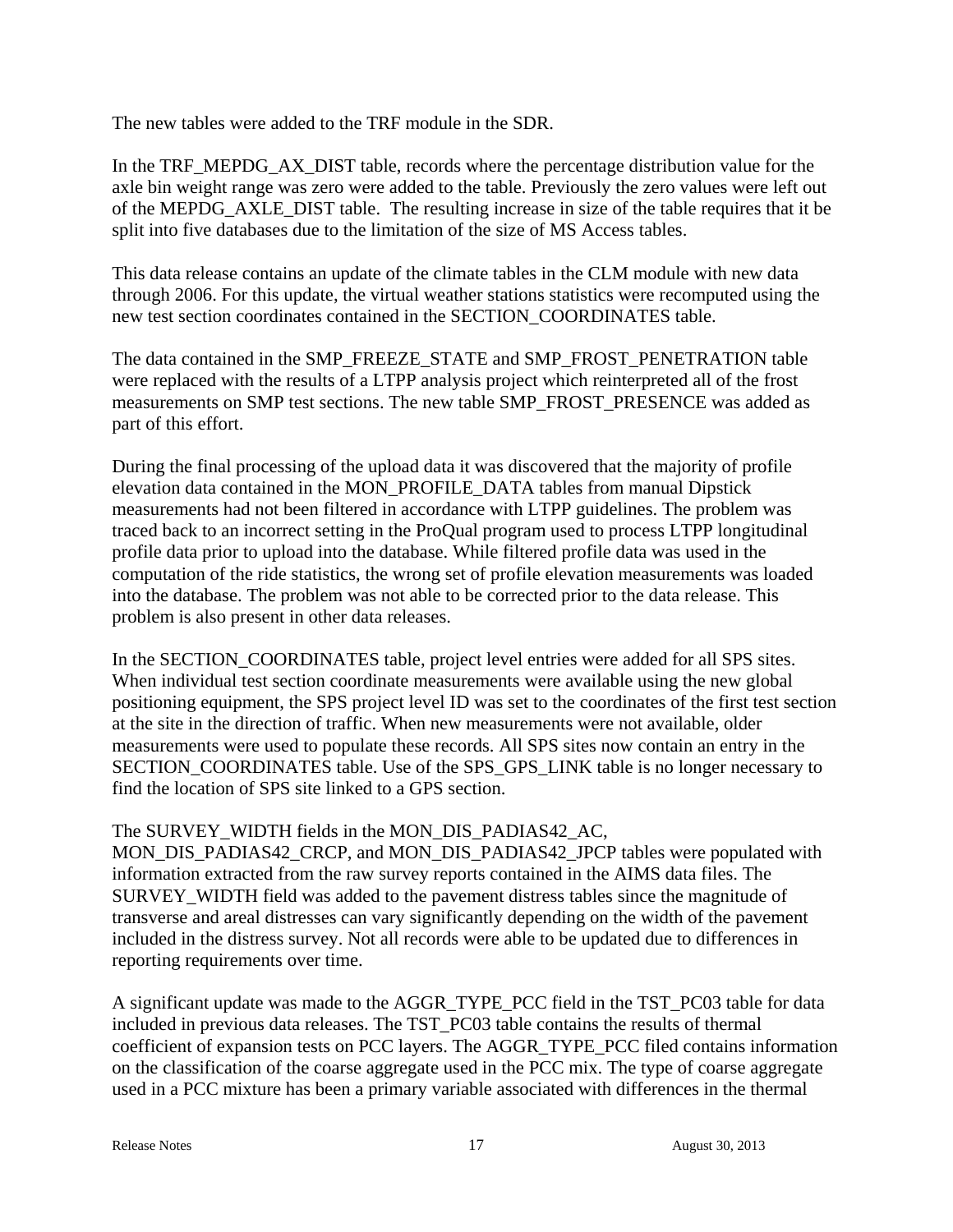The new tables were added to the TRF module in the SDR.

In the TRF_MEPDG_AX_DIST table, records where the percentage distribution value for the axle bin weight range was zero were added to the table. Previously the zero values were left out of the MEPDG_AXLE_DIST table. The resulting increase in size of the table requires that it be split into five databases due to the limitation of the size of MS Access tables.

This data release contains an update of the climate tables in the CLM module with new data through 2006. For this update, the virtual weather stations statistics were recomputed using the new test section coordinates contained in the SECTION_COORDINATES table.

The data contained in the SMP_FREEZE_STATE and SMP_FROST_PENETRATION table were replaced with the results of a LTPP analysis project which reinterpreted all of the frost measurements on SMP test sections. The new table SMP_FROST_PRESENCE was added as part of this effort.

During the final processing of the upload data it was discovered that the majority of profile elevation data contained in the MON_PROFILE_DATA tables from manual Dipstick measurements had not been filtered in accordance with LTPP guidelines. The problem was traced back to an incorrect setting in the ProQual program used to process LTPP longitudinal profile data prior to upload into the database. While filtered profile data was used in the computation of the ride statistics, the wrong set of profile elevation measurements was loaded into the database. The problem was not able to be corrected prior to the data release. This problem is also present in other data releases.

In the SECTION_COORDINATES table, project level entries were added for all SPS sites. When individual test section coordinate measurements were available using the new global positioning equipment, the SPS project level ID was set to the coordinates of the first test section at the site in the direction of traffic. When new measurements were not available, older measurements were used to populate these records. All SPS sites now contain an entry in the SECTION_COORDINATES table. Use of the SPS_GPS_LINK table is no longer necessary to find the location of SPS site linked to a GPS section.

The SURVEY_WIDTH fields in the MON_DIS_PADIAS42_AC, MON_DIS_PADIAS42_CRCP, and MON_DIS_PADIAS42_JPCP tables were populated with information extracted from the raw survey reports contained in the AIMS data files. The SURVEY_WIDTH field was added to the pavement distress tables since the magnitude of transverse and areal distresses can vary significantly depending on the width of the pavement included in the distress survey. Not all records were able to be updated due to differences in reporting requirements over time.

A significant update was made to the AGGR_TYPE_PCC field in the TST_PC03 table for data included in previous data releases. The TST_PC03 table contains the results of thermal coefficient of expansion tests on PCC layers. The AGGR_TYPE_PCC filed contains information on the classification of the coarse aggregate used in the PCC mix. The type of coarse aggregate used in a PCC mixture has been a primary variable associated with differences in the thermal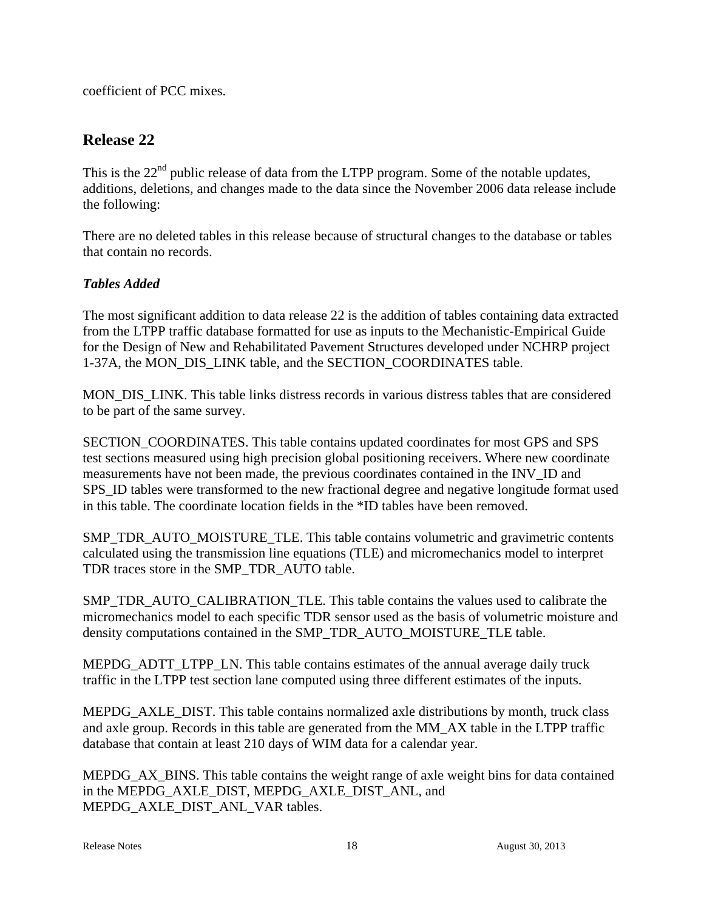coefficient of PCC mixes.

## Release 22

This is the 22nd public release of data from the LTPP program. Some of the notable updates, additions, deletions, and changes made to the data since the November 2006 data release include the following:

There are no deleted tables in this release because of structural changes to the database or tables that contain no records.

### *Tables Added*

The most significant addition to data release 22 is the addition of tables containing data extracted from the LTPP traffic database formatted for use as inputs to the Mechanistic-Empirical Guide for the Design of New and Rehabilitated Pavement Structures developed under NCHRP project 1-37A, the MON_DIS_LINK table, and the SECTION_COORDINATES table.

MON_DIS_LINK. This table links distress records in various distress tables that are considered to be part of the same survey.

SECTION_COORDINATES. This table contains updated coordinates for most GPS and SPS test sections measured using high precision global positioning receivers. Where new coordinate measurements have not been made, the previous coordinates contained in the INV_ID and SPS_ID tables were transformed to the new fractional degree and negative longitude format used in this table. The coordinate location fields in the *ID tables have been removed.

SMP_TDR_AUTO_MOISTURE_TLE. This table contains volumetric and gravimetric contents calculated using the transmission line equations (TLE) and micromechanics model to interpret TDR traces store in the SMP_TDR_AUTO table.

SMP_TDR_AUTO_CALIBRATION_TLE. This table contains the values used to calibrate the micromechanics model to each specific TDR sensor used as the basis of volumetric moisture and density computations contained in the SMP_TDR_AUTO_MOISTURE_TLE table.

MEPDG_ADTT_LTPP_LN. This table contains estimates of the annual average daily truck traffic in the LTPP test section lane computed using three different estimates of the inputs.

MEPDG_AXLE_DIST. This table contains normalized axle distributions by month, truck class and axle group. Records in this table are generated from the MM_AX table in the LTPP traffic database that contain at least 210 days of WIM data for a calendar year.

MEPDG_AX_BINS. This table contains the weight range of axle weight bins for data contained in the MEPDG_AXLE_DIST, MEPDG_AXLE_DIST_ANL, and MEPDG_AXLE_DIST_ANL_VAR tables.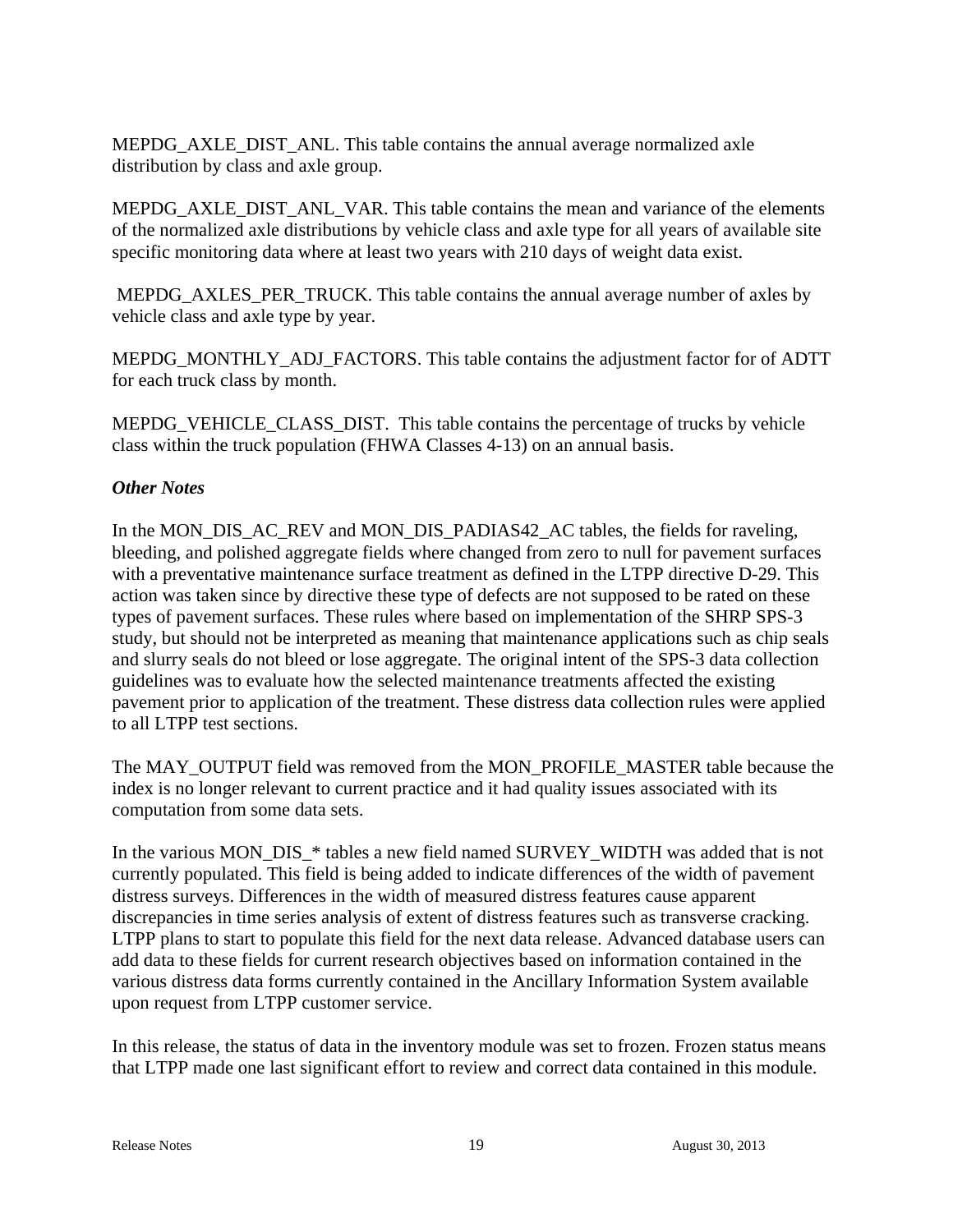MEPDG_AXLE_DIST_ANL. This table contains the annual average normalized axle distribution by class and axle group.

MEPDG_AXLE_DIST_ANL_VAR. This table contains the mean and variance of the elements of the normalized axle distributions by vehicle class and axle type for all years of available site specific monitoring data where at least two years with 210 days of weight data exist.

MEPDG_AXLES_PER_TRUCK. This table contains the annual average number of axles by vehicle class and axle type by year.

MEPDG_MONTHLY_ADJ_FACTORS. This table contains the adjustment factor for of ADTT for each truck class by month.

MEPDG_VEHICLE_CLASS_DIST. This table contains the percentage of trucks by vehicle class within the truck population (FHWA Classes 4-13) on an annual basis.

***Other Notes***

In the MON_DIS_AC_REV and MON_DIS_PADIAS42_AC tables, the fields for raveling, bleeding, and polished aggregate fields where changed from zero to null for pavement surfaces with a preventative maintenance surface treatment as defined in the LTPP directive D-29. This action was taken since by directive these type of defects are not supposed to be rated on these types of pavement surfaces. These rules where based on implementation of the SHRP SPS-3 study, but should not be interpreted as meaning that maintenance applications such as chip seals and slurry seals do not bleed or lose aggregate. The original intent of the SPS-3 data collection guidelines was to evaluate how the selected maintenance treatments affected the existing pavement prior to application of the treatment. These distress data collection rules were applied to all LTPP test sections.

The MAY_OUTPUT field was removed from the MON_PROFILE_MASTER table because the index is no longer relevant to current practice and it had quality issues associated with its computation from some data sets.

In the various MON_DIS_* tables a new field named SURVEY_WIDTH was added that is not currently populated. This field is being added to indicate differences of the width of pavement distress surveys. Differences in the width of measured distress features cause apparent discrepancies in time series analysis of extent of distress features such as transverse cracking. LTPP plans to start to populate this field for the next data release. Advanced database users can add data to these fields for current research objectives based on information contained in the various distress data forms currently contained in the Ancillary Information System available upon request from LTPP customer service.

In this release, the status of data in the inventory module was set to frozen. Frozen status means that LTPP made one last significant effort to review and correct data contained in this module.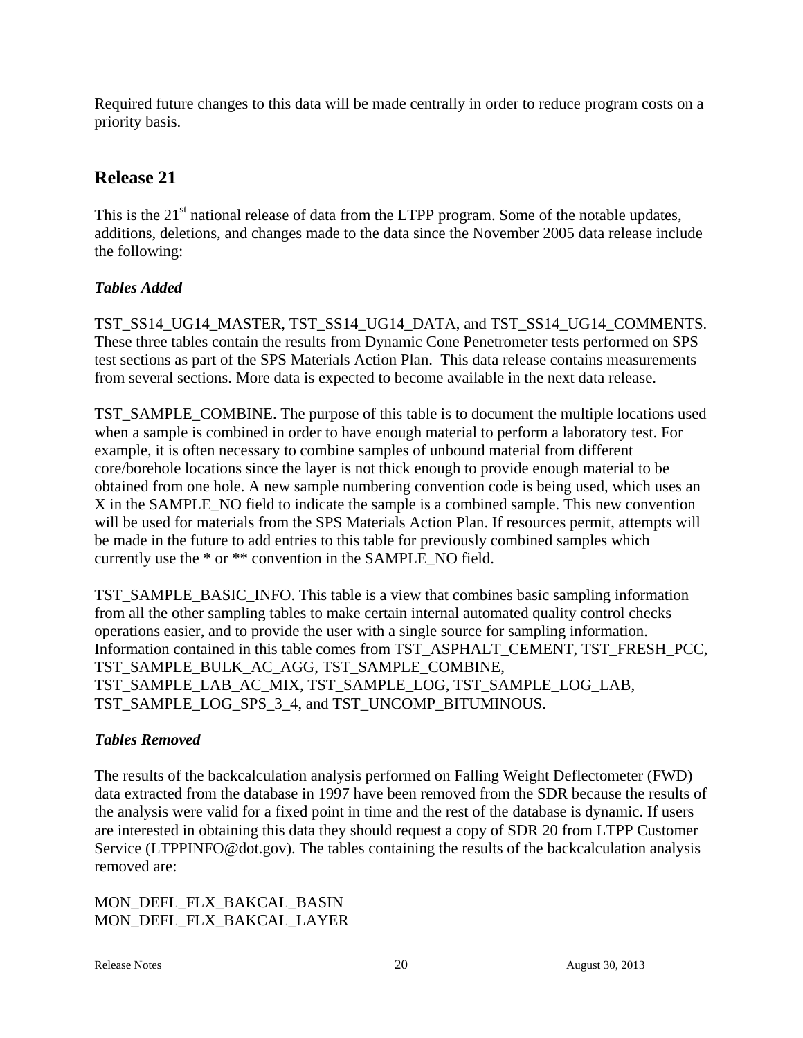Required future changes to this data will be made centrally in order to reduce program costs on a priority basis.

## Release 21

This is the 21st national release of data from the LTPP program. Some of the notable updates, additions, deletions, and changes made to the data since the November 2005 data release include the following:

### *Tables Added*

TST_SS14_UG14_MASTER, TST_SS14_UG14_DATA, and TST_SS14_UG14_COMMENTS. These three tables contain the results from Dynamic Cone Penetrometer tests performed on SPS test sections as part of the SPS Materials Action Plan. This data release contains measurements from several sections. More data is expected to become available in the next data release.

TST_SAMPLE_COMBINE. The purpose of this table is to document the multiple locations used when a sample is combined in order to have enough material to perform a laboratory test. For example, it is often necessary to combine samples of unbound material from different core/borehole locations since the layer is not thick enough to provide enough material to be obtained from one hole. A new sample numbering convention code is being used, which uses an X in the SAMPLE_NO field to indicate the sample is a combined sample. This new convention will be used for materials from the SPS Materials Action Plan. If resources permit, attempts will be made in the future to add entries to this table for previously combined samples which currently use the * or ** convention in the SAMPLE_NO field.

TST_SAMPLE_BASIC_INFO. This table is a view that combines basic sampling information from all the other sampling tables to make certain internal automated quality control checks operations easier, and to provide the user with a single source for sampling information. Information contained in this table comes from TST_ASPHALT_CEMENT, TST_FRESH_PCC, TST_SAMPLE_BULK_AC_AGG, TST_SAMPLE_COMBINE, TST_SAMPLE_LAB_AC_MIX, TST_SAMPLE_LOG, TST_SAMPLE_LOG_LAB, TST_SAMPLE_LOG_SPS_3_4, and TST_UNCOMP_BITUMINOUS.

### *Tables Removed*

The results of the backcalculation analysis performed on Falling Weight Deflectometer (FWD) data extracted from the database in 1997 have been removed from the SDR because the results of the analysis were valid for a fixed point in time and the rest of the database is dynamic. If users are interested in obtaining this data they should request a copy of SDR 20 from LTPP Customer Service (LTPPINFO@dot.gov). The tables containing the results of the backcalculation analysis removed are:

MON_DEFL_FLX_BAKCAL_BASIN
MON_DEFL_FLX_BAKCAL_LAYER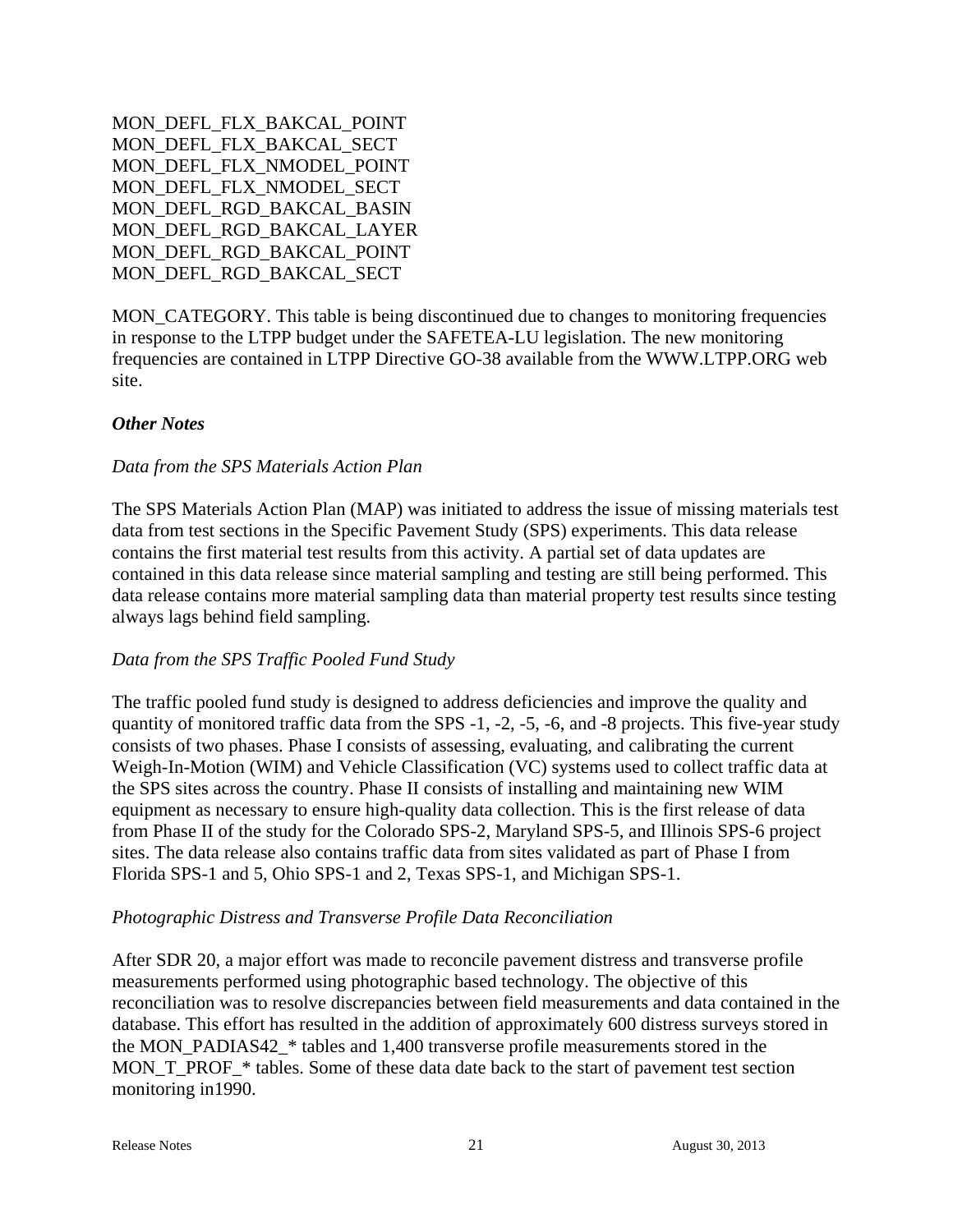MON_DEFL_FLX_BAKCAL_POINT
MON_DEFL_FLX_BAKCAL_SECT
MON_DEFL_FLX_NMODEL_POINT
MON_DEFL_FLX_NMODEL_SECT
MON_DEFL_RGD_BAKCAL_BASIN
MON_DEFL_RGD_BAKCAL_LAYER
MON_DEFL_RGD_BAKCAL_POINT
MON_DEFL_RGD_BAKCAL_SECT

MON_CATEGORY. This table is being discontinued due to changes to monitoring frequencies in response to the LTPP budget under the SAFETEA-LU legislation. The new monitoring frequencies are contained in LTPP Directive GO-38 available from the WWW.LTPP.ORG web site.

### *Other Notes*

*Data from the SPS Materials Action Plan*

The SPS Materials Action Plan (MAP) was initiated to address the issue of missing materials test data from test sections in the Specific Pavement Study (SPS) experiments. This data release contains the first material test results from this activity. A partial set of data updates are contained in this data release since material sampling and testing are still being performed. This data release contains more material sampling data than material property test results since testing always lags behind field sampling.

*Data from the SPS Traffic Pooled Fund Study*

The traffic pooled fund study is designed to address deficiencies and improve the quality and quantity of monitored traffic data from the SPS -1, -2, -5, -6, and -8 projects. This five-year study consists of two phases. Phase I consists of assessing, evaluating, and calibrating the current Weigh-In-Motion (WIM) and Vehicle Classification (VC) systems used to collect traffic data at the SPS sites across the country. Phase II consists of installing and maintaining new WIM equipment as necessary to ensure high-quality data collection. This is the first release of data from Phase II of the study for the Colorado SPS-2, Maryland SPS-5, and Illinois SPS-6 project sites. The data release also contains traffic data from sites validated as part of Phase I from Florida SPS-1 and 5, Ohio SPS-1 and 2, Texas SPS-1, and Michigan SPS-1.

*Photographic Distress and Transverse Profile Data Reconciliation*

After SDR 20, a major effort was made to reconcile pavement distress and transverse profile measurements performed using photographic based technology. The objective of this reconciliation was to resolve discrepancies between field measurements and data contained in the database. This effort has resulted in the addition of approximately 600 distress surveys stored in the MON_PADIAS42_* tables and 1,400 transverse profile measurements stored in the MON_T_PROF_* tables. Some of these data date back to the start of pavement test section monitoring in1990.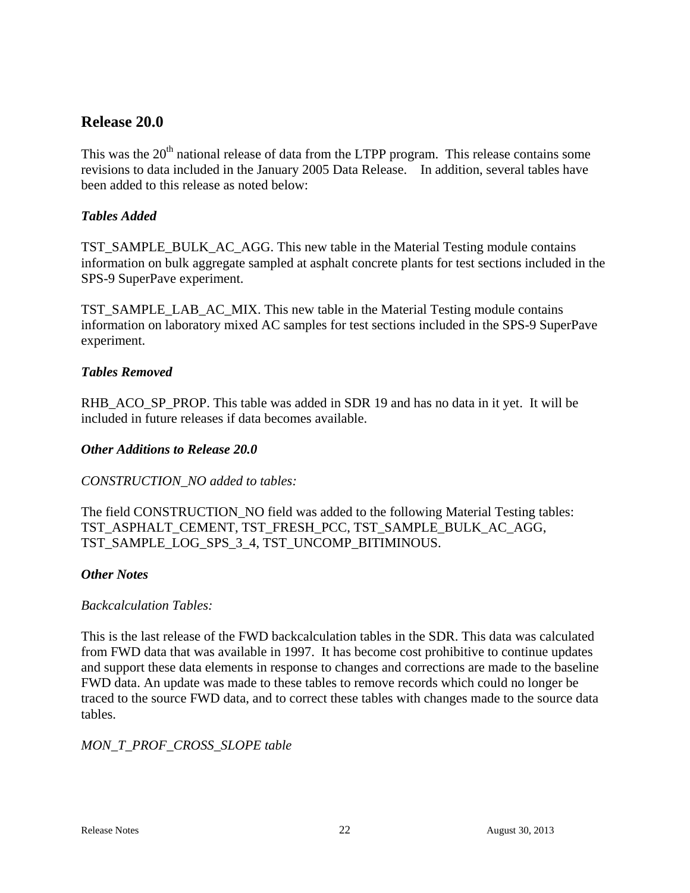## Release 20.0

This was the 20th national release of data from the LTPP program. This release contains some revisions to data included in the January 2005 Data Release. In addition, several tables have been added to this release as noted below:

### *Tables Added*

TST_SAMPLE_BULK_AC_AGG. This new table in the Material Testing module contains information on bulk aggregate sampled at asphalt concrete plants for test sections included in the SPS-9 SuperPave experiment.

TST_SAMPLE_LAB_AC_MIX. This new table in the Material Testing module contains information on laboratory mixed AC samples for test sections included in the SPS-9 SuperPave experiment.

### *Tables Removed*

RHB_ACO_SP_PROP. This table was added in SDR 19 and has no data in it yet. It will be included in future releases if data becomes available.

### *Other Additions to Release 20.0*

*CONSTRUCTION_NO added to tables:*

The field CONSTRUCTION_NO field was added to the following Material Testing tables: TST_ASPHALT_CEMENT, TST_FRESH_PCC, TST_SAMPLE_BULK_AC_AGG, TST_SAMPLE_LOG_SPS_3_4, TST_UNCOMP_BITIMINOUS.

### *Other Notes*

*Backcalculation Tables:*

This is the last release of the FWD backcalculation tables in the SDR. This data was calculated from FWD data that was available in 1997. It has become cost prohibitive to continue updates and support these data elements in response to changes and corrections are made to the baseline FWD data. An update was made to these tables to remove records which could no longer be traced to the source FWD data, and to correct these tables with changes made to the source data tables.

*MON_T_PROF_CROSS_SLOPE table*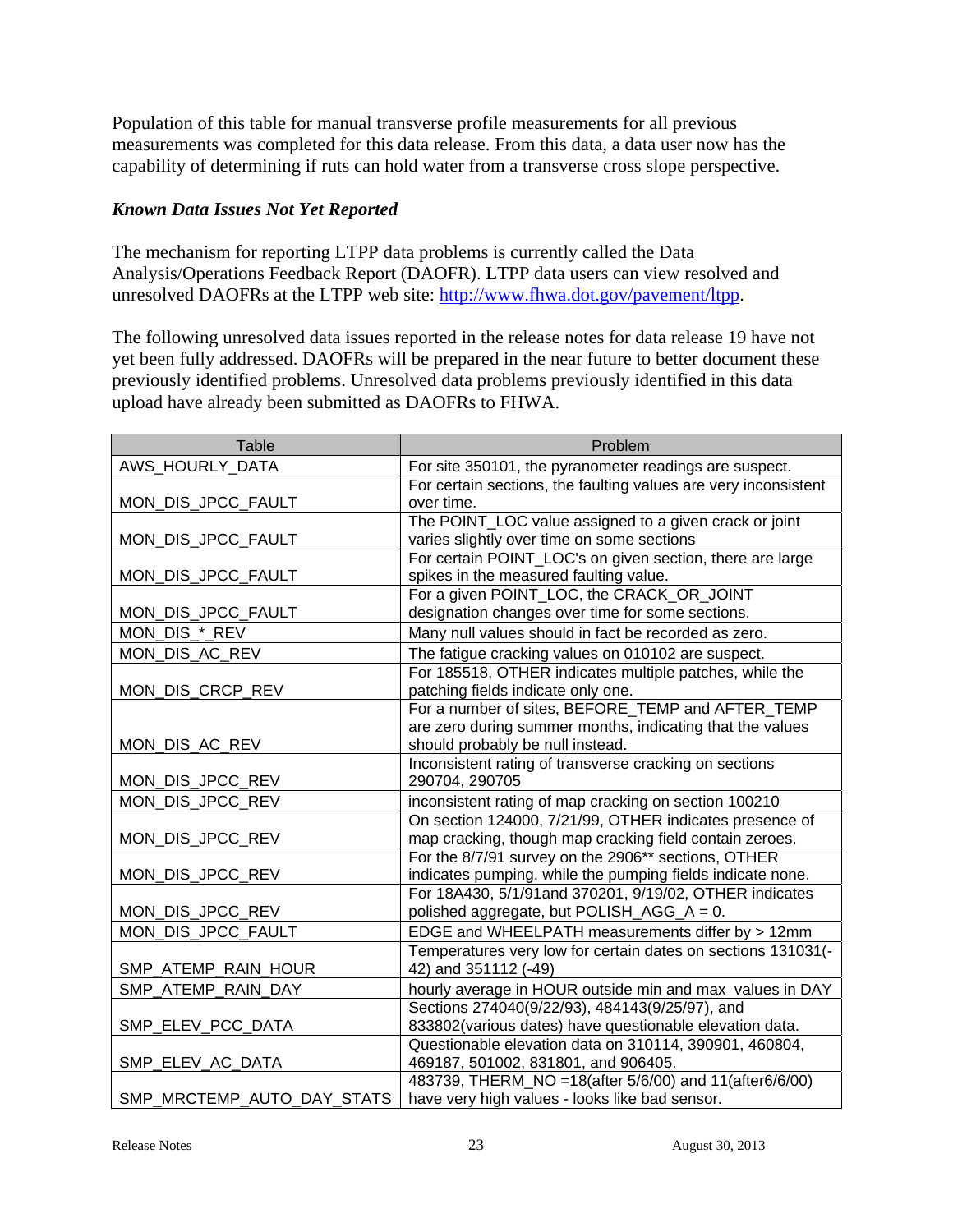Population of this table for manual transverse profile measurements for all previous measurements was completed for this data release. From this data, a data user now has the capability of determining if ruts can hold water from a transverse cross slope perspective.

### *Known Data Issues Not Yet Reported*

The mechanism for reporting LTPP data problems is currently called the Data Analysis/Operations Feedback Report (DAOFR). LTPP data users can view resolved and unresolved DAOFRs at the LTPP web site: http://www.fhwa.dot.gov/pavement/ltpp.

The following unresolved data issues reported in the release notes for data release 19 have not yet been fully addressed. DAOFRs will be prepared in the near future to better document these previously identified problems. Unresolved data problems previously identified in this data upload have already been submitted as DAOFRs to FHWA.

| Table | Problem |
|---|---|
| AWS_HOURLY_DATA | For site 350101, the pyranometer readings are suspect. |
| MON_DIS_JPCC_FAULT | For certain sections, the faulting values are very inconsistent over time. |
| MON_DIS_JPCC_FAULT | The POINT_LOC value assigned to a given crack or joint varies slightly over time on some sections |
| MON_DIS_JPCC_FAULT | For certain POINT_LOC's on given section, there are large spikes in the measured faulting value. |
| MON_DIS_JPCC_FAULT | For a given POINT_LOC, the CRACK_OR_JOINT designation changes over time for some sections. |
| MON_DIS_*_REV | Many null values should in fact be recorded as zero. |
| MON_DIS_AC_REV | The fatigue cracking values on 010102 are suspect. |
| MON_DIS_CRCP_REV | For 185518, OTHER indicates multiple patches, while the patching fields indicate only one. |
| MON_DIS_AC_REV | For a number of sites, BEFORE_TEMP and AFTER_TEMP are zero during summer months, indicating that the values should probably be null instead. |
| MON_DIS_JPCC_REV | Inconsistent rating of transverse cracking on sections 290704, 290705 |
| MON_DIS_JPCC_REV | inconsistent rating of map cracking on section 100210 |
| MON_DIS_JPCC_REV | On section 124000, 7/21/99, OTHER indicates presence of map cracking, though map cracking field contain zeroes. |
| MON_DIS_JPCC_REV | For the 8/7/91 survey on the 2906** sections, OTHER indicates pumping, while the pumping fields indicate none. |
| MON_DIS_JPCC_REV | For 18A430, 5/1/91and 370201, 9/19/02, OTHER indicates polished aggregate, but POLISH_AGG_A = 0. |
| MON_DIS_JPCC_FAULT | EDGE and WHEELPATH measurements differ by > 12mm |
| SMP_ATEMP_RAIN_HOUR | Temperatures very low for certain dates on sections 131031(-42) and 351112 (-49) |
| SMP_ATEMP_RAIN_DAY | hourly average in HOUR outside min and max values in DAY |
| SMP_ELEV_PCC_DATA | Sections 274040(9/22/93), 484143(9/25/97), and 833802(various dates) have questionable elevation data. |
| SMP_ELEV_AC_DATA | Questionable elevation data on 310114, 390901, 460804, 469187, 501002, 831801, and 906405. |
| SMP_MRCTEMP_AUTO_DAY_STATS | 483739, THERM_NO =18(after 5/6/00) and 11(after6/6/00) have very high values - looks like bad sensor. |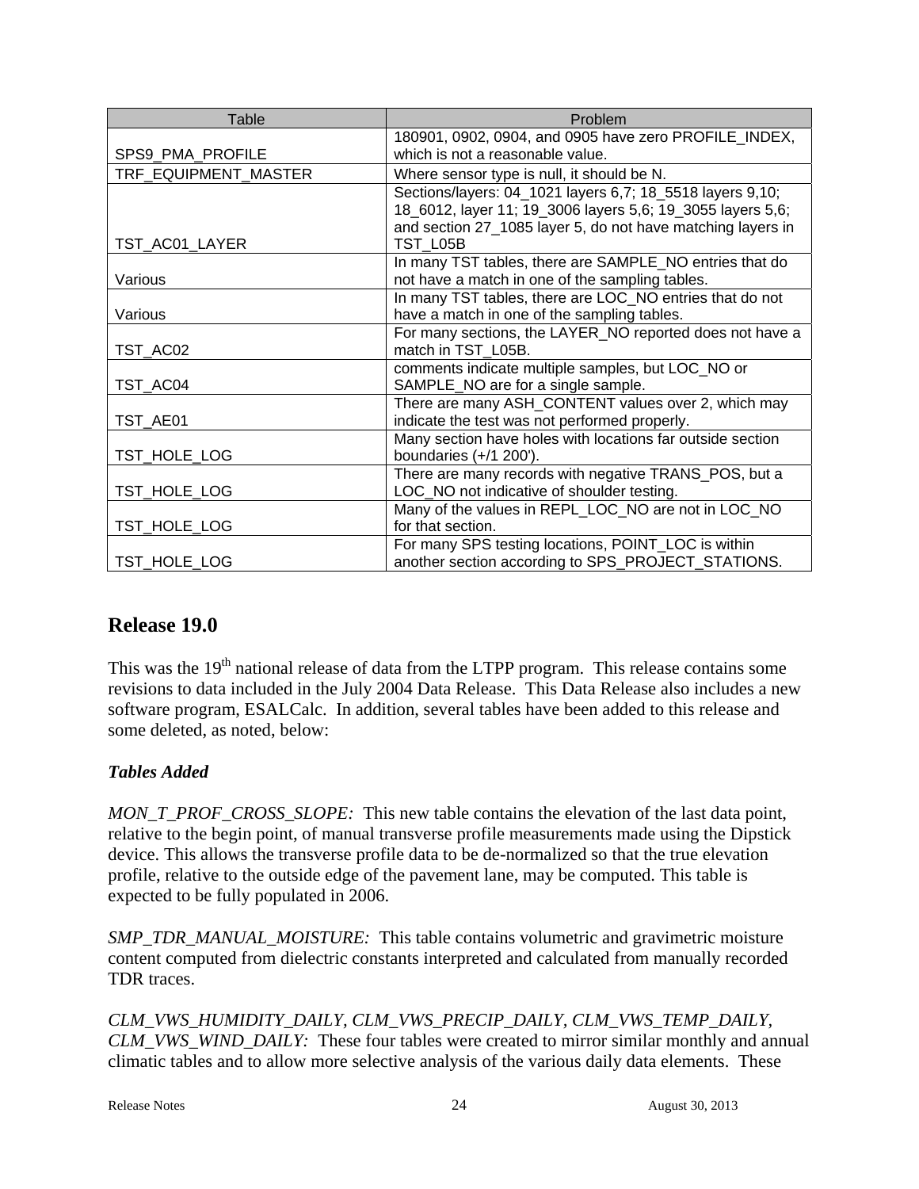| Table | Problem |
| --- | --- |
| SPS9_PMA_PROFILE | 180901, 0902, 0904, and 0905 have zero PROFILE_INDEX, which is not a reasonable value. |
| TRF_EQUIPMENT_MASTER | Where sensor type is null, it should be N. |
| TST_AC01_LAYER | Sections/layers: 04_1021 layers 6,7; 18_5518 layers 9,10; 18_6012, layer 11; 19_3006 layers 5,6; 19_3055 layers 5,6; and section 27_1085 layer 5, do not have matching layers in TST_L05B |
| Various | In many TST tables, there are SAMPLE_NO entries that do not have a match in one of the sampling tables. |
| Various | In many TST tables, there are LOC_NO entries that do not have a match in one of the sampling tables. |
| TST_AC02 | For many sections, the LAYER_NO reported does not have a match in TST_L05B. |
| TST_AC04 | comments indicate multiple samples, but LOC_NO or SAMPLE_NO are for a single sample. |
| TST_AE01 | There are many ASH_CONTENT values over 2, which may indicate the test was not performed properly. |
| TST_HOLE_LOG | Many section have holes with locations far outside section boundaries (+/1 200'). |
| TST_HOLE_LOG | There are many records with negative TRANS_POS, but a LOC_NO not indicative of shoulder testing. |
| TST_HOLE_LOG | Many of the values in REPL_LOC_NO are not in LOC_NO for that section. |
| TST_HOLE_LOG | For many SPS testing locations, POINT_LOC is within another section according to SPS_PROJECT_STATIONS. |

## Release 19.0

This was the 19th national release of data from the LTPP program. This release contains some revisions to data included in the July 2004 Data Release. This Data Release also includes a new software program, ESALCalc. In addition, several tables have been added to this release and some deleted, as noted, below:

### *Tables Added*

*MON_T_PROF_CROSS_SLOPE:* This new table contains the elevation of the last data point, relative to the begin point, of manual transverse profile measurements made using the Dipstick device. This allows the transverse profile data to be de-normalized so that the true elevation profile, relative to the outside edge of the pavement lane, may be computed. This table is expected to be fully populated in 2006.

*SMP_TDR_MANUAL_MOISTURE:* This table contains volumetric and gravimetric moisture content computed from dielectric constants interpreted and calculated from manually recorded TDR traces.

*CLM_VWS_HUMIDITY_DAILY, CLM_VWS_PRECIP_DAILY, CLM_VWS_TEMP_DAILY, CLM_VWS_WIND_DAILY:* These four tables were created to mirror similar monthly and annual climatic tables and to allow more selective analysis of the various daily data elements. These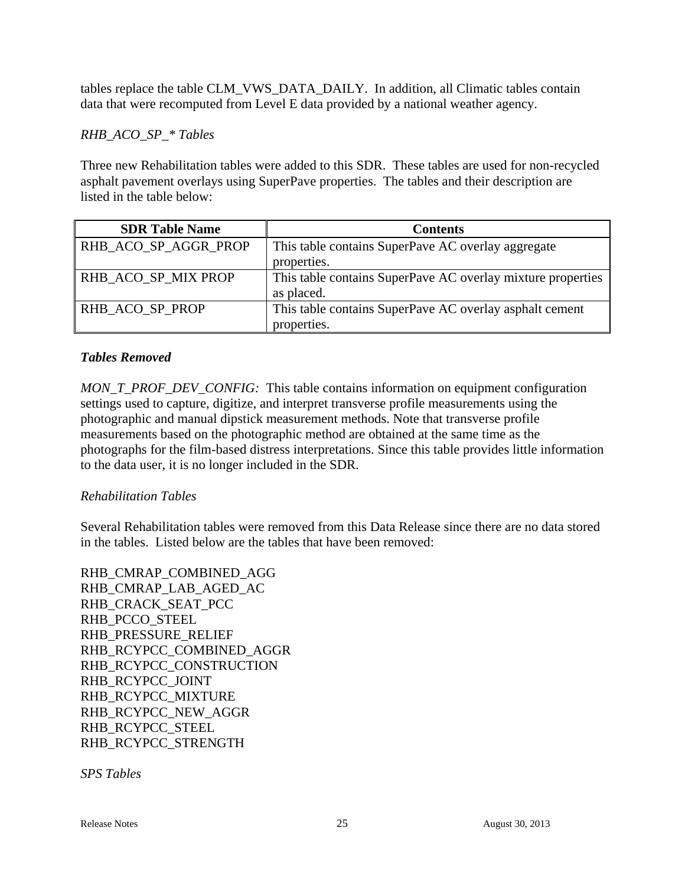tables replace the table CLM_VWS_DATA_DAILY. In addition, all Climatic tables contain data that were recomputed from Level E data provided by a national weather agency.

*RHB_ACO_SP_* Tables*

Three new Rehabilitation tables were added to this SDR. These tables are used for non-recycled asphalt pavement overlays using SuperPave properties. The tables and their description are listed in the table below:

| SDR Table Name | Contents |
|---|---|
| RHB_ACO_SP_AGGR_PROP | This table contains SuperPave AC overlay aggregate properties. |
| RHB_ACO_SP_MIX PROP | This table contains SuperPave AC overlay mixture properties as placed. |
| RHB_ACO_SP_PROP | This table contains SuperPave AC overlay asphalt cement properties. |

***Tables Removed***

*MON_T_PROF_DEV_CONFIG:* This table contains information on equipment configuration settings used to capture, digitize, and interpret transverse profile measurements using the photographic and manual dipstick measurement methods. Note that transverse profile measurements based on the photographic method are obtained at the same time as the photographs for the film-based distress interpretations. Since this table provides little information to the data user, it is no longer included in the SDR.

*Rehabilitation Tables*

Several Rehabilitation tables were removed from this Data Release since there are no data stored in the tables. Listed below are the tables that have been removed:

RHB_CMRAP_COMBINED_AGG
RHB_CMRAP_LAB_AGED_AC
RHB_CRACK_SEAT_PCC
RHB_PCCO_STEEL
RHB_PRESSURE_RELIEF
RHB_RCYPCC_COMBINED_AGGR
RHB_RCYPCC_CONSTRUCTION
RHB_RCYPCC_JOINT
RHB_RCYPCC_MIXTURE
RHB_RCYPCC_NEW_AGGR
RHB_RCYPCC_STEEL
RHB_RCYPCC_STRENGTH

*SPS Tables*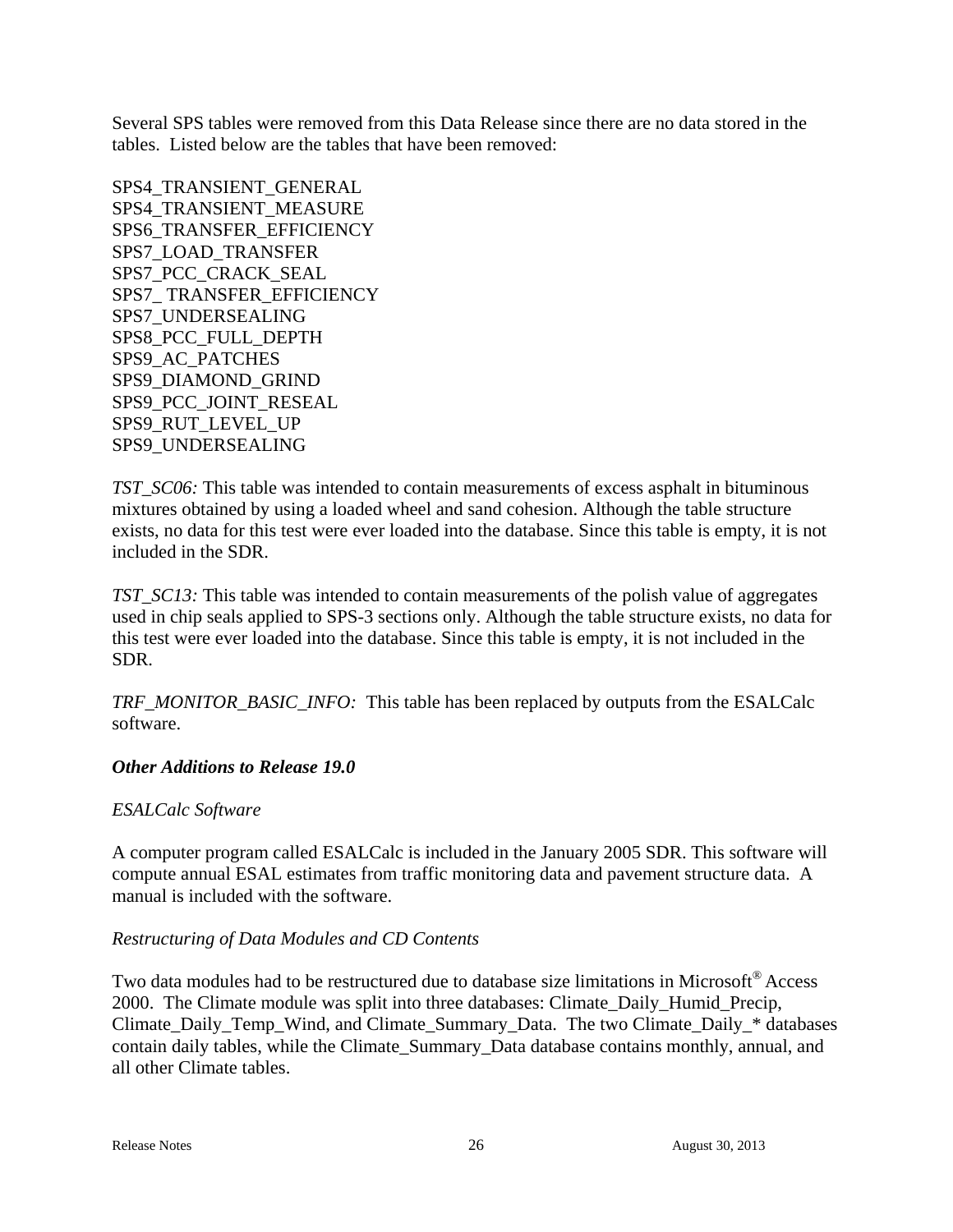Several SPS tables were removed from this Data Release since there are no data stored in the tables.  Listed below are the tables that have been removed:

SPS4_TRANSIENT_GENERAL
SPS4_TRANSIENT_MEASURE
SPS6_TRANSFER_EFFICIENCY
SPS7_LOAD_TRANSFER
SPS7_PCC_CRACK_SEAL
SPS7_ TRANSFER_EFFICIENCY
SPS7_UNDERSEALING
SPS8_PCC_FULL_DEPTH
SPS9_AC_PATCHES
SPS9_DIAMOND_GRIND
SPS9_PCC_JOINT_RESEAL
SPS9_RUT_LEVEL_UP
SPS9_UNDERSEALING

*TST_SC06:* This table was intended to contain measurements of excess asphalt in bituminous mixtures obtained by using a loaded wheel and sand cohesion. Although the table structure exists, no data for this test were ever loaded into the database. Since this table is empty, it is not included in the SDR.

*TST_SC13:* This table was intended to contain measurements of the polish value of aggregates used in chip seals applied to SPS-3 sections only. Although the table structure exists, no data for this test were ever loaded into the database. Since this table is empty, it is not included in the SDR.

*TRF_MONITOR_BASIC_INFO:*  This table has been replaced by outputs from the ESALCalc software.

***Other Additions to Release 19.0***

*ESALCalc Software*

A computer program called ESALCalc is included in the January 2005 SDR. This software will compute annual ESAL estimates from traffic monitoring data and pavement structure data.  A manual is included with the software.

*Restructuring of Data Modules and CD Contents*

Two data modules had to be restructured due to database size limitations in Microsoft® Access 2000.  The Climate module was split into three databases: Climate_Daily_Humid_Precip, Climate_Daily_Temp_Wind, and Climate_Summary_Data.  The two Climate_Daily_* databases contain daily tables, while the Climate_Summary_Data database contains monthly, annual, and all other Climate tables.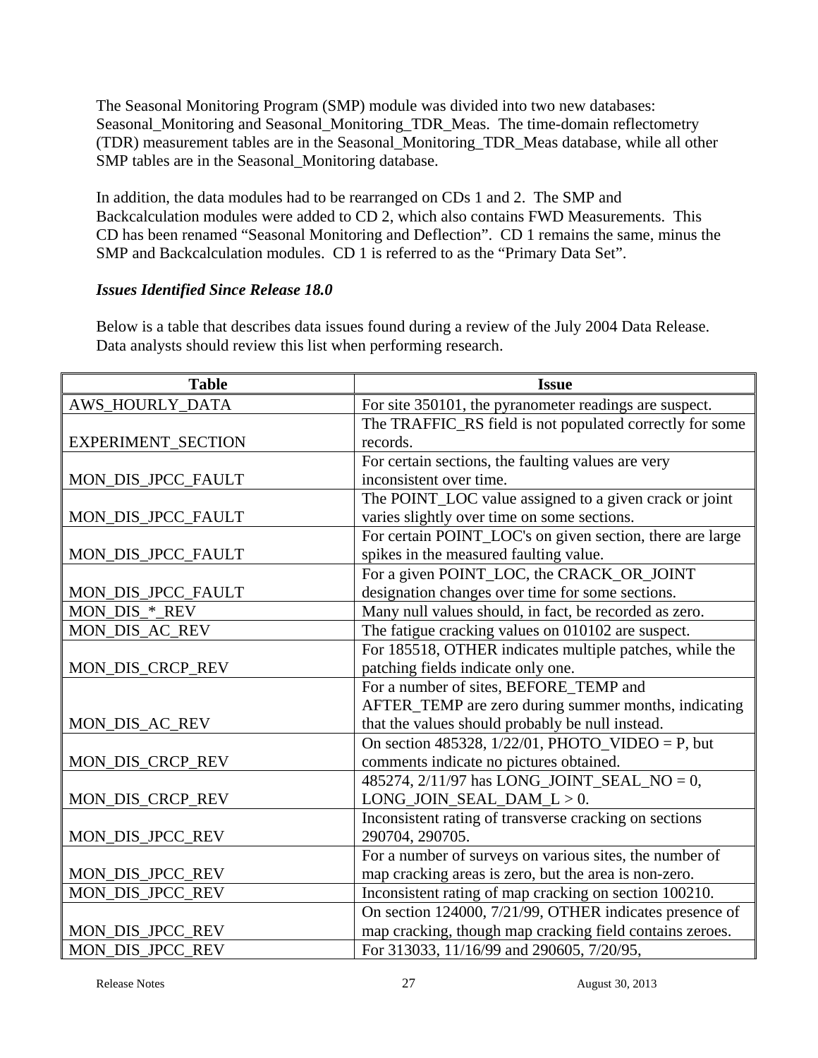The Seasonal Monitoring Program (SMP) module was divided into two new databases: Seasonal_Monitoring and Seasonal_Monitoring_TDR_Meas. The time-domain reflectometry (TDR) measurement tables are in the Seasonal_Monitoring_TDR_Meas database, while all other SMP tables are in the Seasonal_Monitoring database.

In addition, the data modules had to be rearranged on CDs 1 and 2. The SMP and Backcalculation modules were added to CD 2, which also contains FWD Measurements. This CD has been renamed “Seasonal Monitoring and Deflection”. CD 1 remains the same, minus the SMP and Backcalculation modules. CD 1 is referred to as the “Primary Data Set”.

***Issues Identified Since Release 18.0***

Below is a table that describes data issues found during a review of the July 2004 Data Release. Data analysts should review this list when performing research.

| Table | Issue |
| --- | --- |
| AWS_HOURLY_DATA | For site 350101, the pyranometer readings are suspect. |
| EXPERIMENT_SECTION | The TRAFFIC_RS field is not populated correctly for some records. |
| MON_DIS_JPCC_FAULT | For certain sections, the faulting values are very inconsistent over time. |
| MON_DIS_JPCC_FAULT | The POINT_LOC value assigned to a given crack or joint varies slightly over time on some sections. |
| MON_DIS_JPCC_FAULT | For certain POINT_LOC's on given section, there are large spikes in the measured faulting value. |
| MON_DIS_JPCC_FAULT | For a given POINT_LOC, the CRACK_OR_JOINT designation changes over time for some sections. |
| MON_DIS_*_REV | Many null values should, in fact, be recorded as zero. |
| MON_DIS_AC_REV | The fatigue cracking values on 010102 are suspect. |
| MON_DIS_CRCP_REV | For 185518, OTHER indicates multiple patches, while the patching fields indicate only one. |
| MON_DIS_AC_REV | For a number of sites, BEFORE_TEMP and AFTER_TEMP are zero during summer months, indicating that the values should probably be null instead. |
| MON_DIS_CRCP_REV | On section 485328, 1/22/01, PHOTO_VIDEO = P, but comments indicate no pictures obtained. |
| MON_DIS_CRCP_REV | 485274, 2/11/97 has LONG_JOINT_SEAL_NO = 0, LONG_JOIN_SEAL_DAM_L > 0. |
| MON_DIS_JPCC_REV | Inconsistent rating of transverse cracking on sections 290704, 290705. |
| MON_DIS_JPCC_REV | For a number of surveys on various sites, the number of map cracking areas is zero, but the area is non-zero. |
| MON_DIS_JPCC_REV | Inconsistent rating of map cracking on section 100210. |
| MON_DIS_JPCC_REV | On section 124000, 7/21/99, OTHER indicates presence of map cracking, though map cracking field contains zeroes. |
| MON_DIS_JPCC_REV | For 313033, 11/16/99 and 290605, 7/20/95, |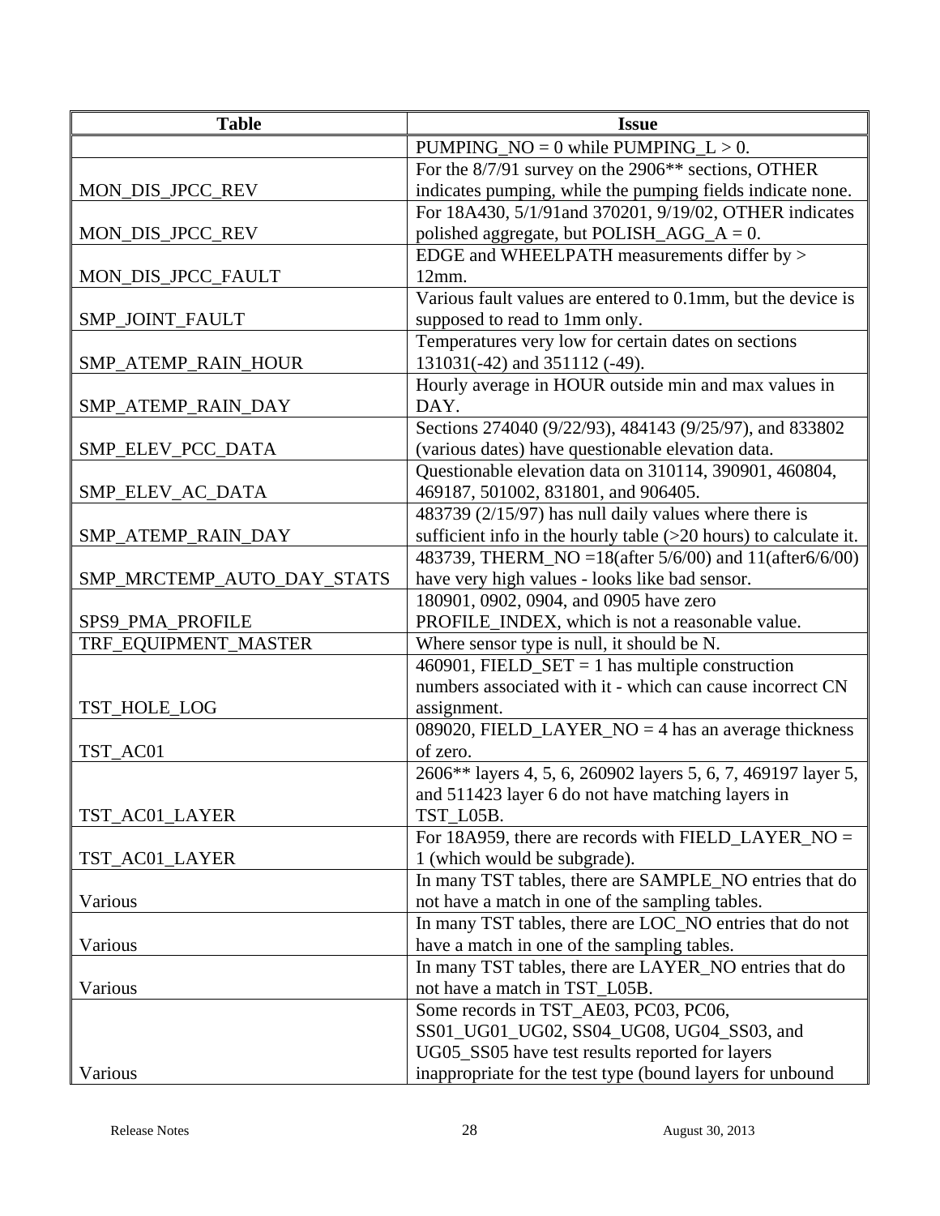| Table | Issue |
|---|---|
| | PUMPING_NO = 0 while PUMPING_L > 0. |
| MON_DIS_JPCC_REV | For the 8/7/91 survey on the 2906** sections, OTHER indicates pumping, while the pumping fields indicate none. |
| MON_DIS_JPCC_REV | For 18A430, 5/1/91and 370201, 9/19/02, OTHER indicates polished aggregate, but POLISH_AGG_A = 0. |
| MON_DIS_JPCC_FAULT | EDGE and WHEELPATH measurements differ by > 12mm. |
| SMP_JOINT_FAULT | Various fault values are entered to 0.1mm, but the device is supposed to read to 1mm only. |
| SMP_ATEMP_RAIN_HOUR | Temperatures very low for certain dates on sections 131031(-42) and 351112 (-49). |
| SMP_ATEMP_RAIN_DAY | Hourly average in HOUR outside min and max values in DAY. |
| SMP_ELEV_PCC_DATA | Sections 274040 (9/22/93), 484143 (9/25/97), and 833802 (various dates) have questionable elevation data. |
| SMP_ELEV_AC_DATA | Questionable elevation data on 310114, 390901, 460804, 469187, 501002, 831801, and 906405. |
| SMP_ATEMP_RAIN_DAY | 483739 (2/15/97) has null daily values where there is sufficient info in the hourly table (>20 hours) to calculate it. |
| SMP_MRCTEMP_AUTO_DAY_STATS | 483739, THERM_NO =18(after 5/6/00) and 11(after6/6/00) have very high values - looks like bad sensor. |
| SPS9_PMA_PROFILE | 180901, 0902, 0904, and 0905 have zero PROFILE_INDEX, which is not a reasonable value. |
| TRF_EQUIPMENT_MASTER | Where sensor type is null, it should be N. |
| TST_HOLE_LOG | 460901, FIELD_SET = 1 has multiple construction numbers associated with it - which can cause incorrect CN assignment. |
| TST_AC01 | 089020, FIELD_LAYER_NO = 4 has an average thickness of zero. |
| TST_AC01_LAYER | 2606** layers 4, 5, 6, 260902 layers 5, 6, 7, 469197 layer 5, and 511423 layer 6 do not have matching layers in TST_L05B. |
| TST_AC01_LAYER | For 18A959, there are records with FIELD_LAYER_NO = 1 (which would be subgrade). |
| Various | In many TST tables, there are SAMPLE_NO entries that do not have a match in one of the sampling tables. |
| Various | In many TST tables, there are LOC_NO entries that do not have a match in one of the sampling tables. |
| Various | In many TST tables, there are LAYER_NO entries that do not have a match in TST_L05B. |
| Various | Some records in TST_AE03, PC03, PC06, SS01_UG01_UG02, SS04_UG08, UG04_SS03, and UG05_SS05 have test results reported for layers inappropriate for the test type (bound layers for unbound |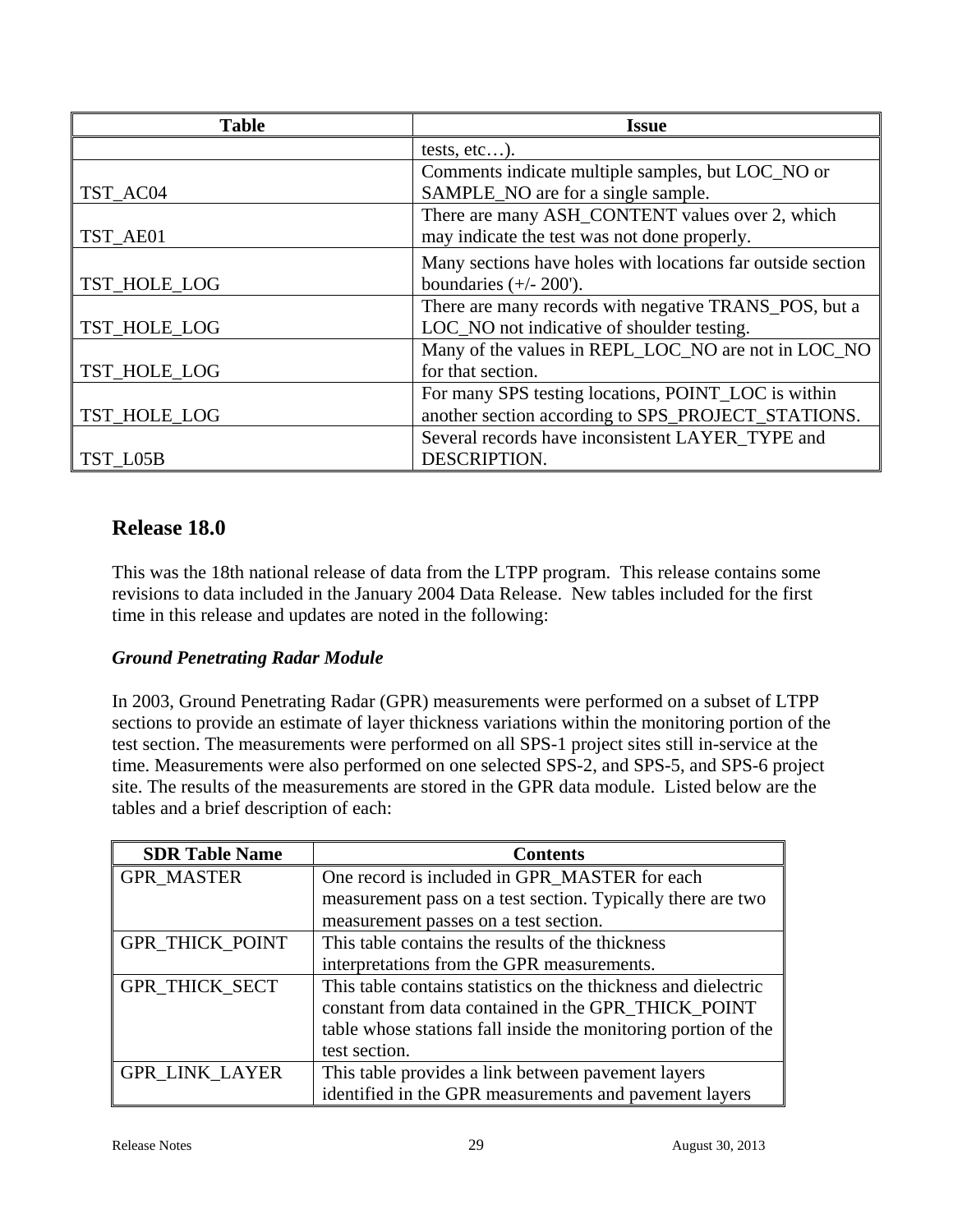| Table | Issue |
|---|---|
| | tests, etc…). |
| TST_AC04 | Comments indicate multiple samples, but LOC_NO or SAMPLE_NO are for a single sample. |
| TST_AE01 | There are many ASH_CONTENT values over 2, which may indicate the test was not done properly. |
| TST_HOLE_LOG | Many sections have holes with locations far outside section boundaries (+/- 200'). |
| TST_HOLE_LOG | There are many records with negative TRANS_POS, but a LOC_NO not indicative of shoulder testing. |
| TST_HOLE_LOG | Many of the values in REPL_LOC_NO are not in LOC_NO for that section. |
| TST_HOLE_LOG | For many SPS testing locations, POINT_LOC is within another section according to SPS_PROJECT_STATIONS. |
| TST_L05B | Several records have inconsistent LAYER_TYPE and DESCRIPTION. |

## Release 18.0

This was the 18th national release of data from the LTPP program. This release contains some revisions to data included in the January 2004 Data Release. New tables included for the first time in this release and updates are noted in the following:

### *Ground Penetrating Radar Module*

In 2003, Ground Penetrating Radar (GPR) measurements were performed on a subset of LTPP sections to provide an estimate of layer thickness variations within the monitoring portion of the test section. The measurements were performed on all SPS-1 project sites still in-service at the time. Measurements were also performed on one selected SPS-2, and SPS-5, and SPS-6 project site. The results of the measurements are stored in the GPR data module. Listed below are the tables and a brief description of each:

| SDR Table Name | Contents |
|---|---|
| GPR_MASTER | One record is included in GPR_MASTER for each measurement pass on a test section. Typically there are two measurement passes on a test section. |
| GPR_THICK_POINT | This table contains the results of the thickness interpretations from the GPR measurements. |
| GPR_THICK_SECT | This table contains statistics on the thickness and dielectric constant from data contained in the GPR_THICK_POINT table whose stations fall inside the monitoring portion of the test section. |
| GPR_LINK_LAYER | This table provides a link between pavement layers identified in the GPR measurements and pavement layers |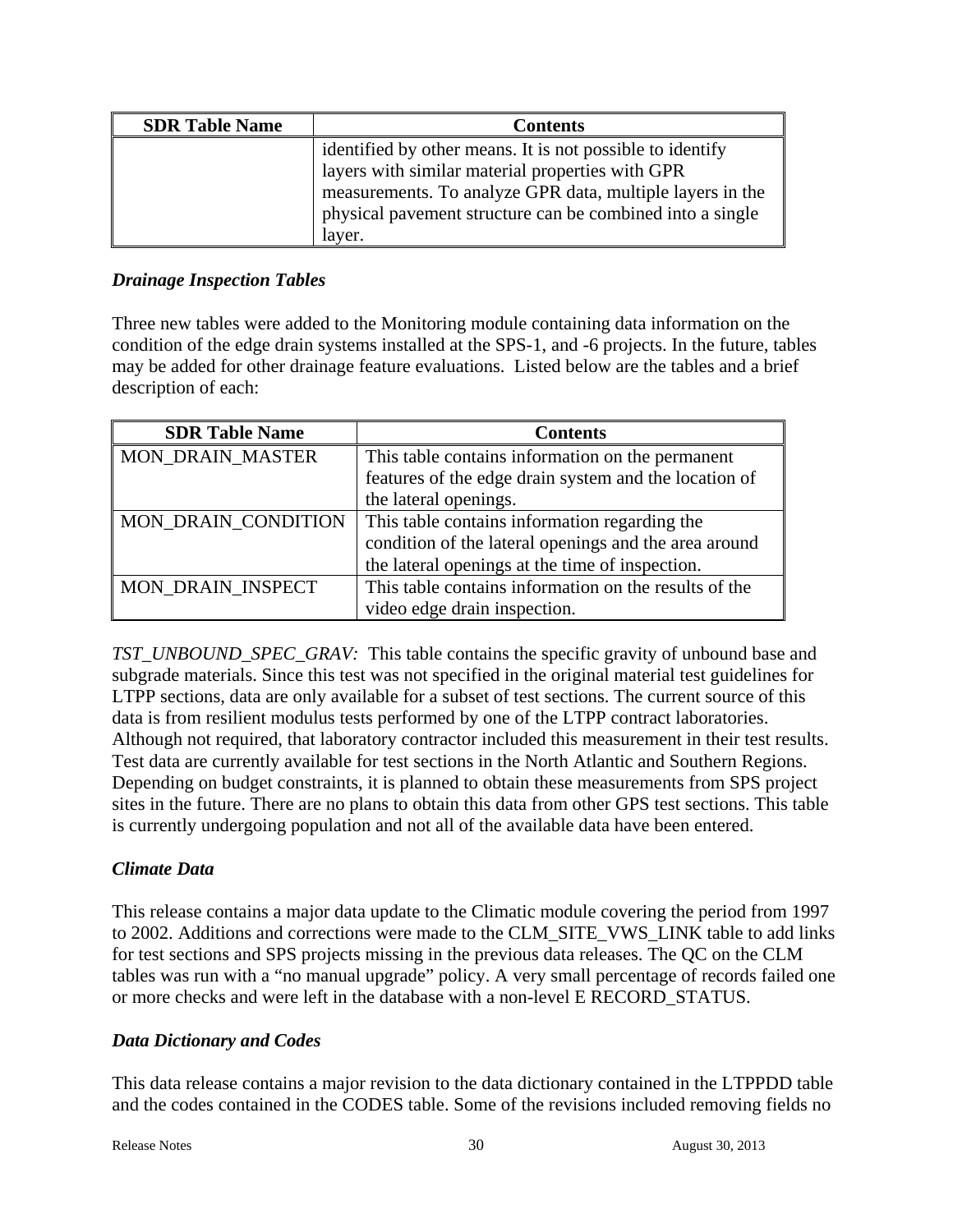| SDR Table Name | Contents |
| --- | --- |
| | identified by other means. It is not possible to identify layers with similar material properties with GPR measurements. To analyze GPR data, multiple layers in the physical pavement structure can be combined into a single layer. |

### *Drainage Inspection Tables*

Three new tables were added to the Monitoring module containing data information on the condition of the edge drain systems installed at the SPS-1, and -6 projects. In the future, tables may be added for other drainage feature evaluations.  Listed below are the tables and a brief description of each:

| SDR Table Name | Contents |
| --- | --- |
| MON_DRAIN_MASTER | This table contains information on the permanent features of the edge drain system and the location of the lateral openings. |
| MON_DRAIN_CONDITION | This table contains information regarding the condition of the lateral openings and the area around the lateral openings at the time of inspection. |
| MON_DRAIN_INSPECT | This table contains information on the results of the video edge drain inspection. |

*TST_UNBOUND_SPEC_GRAV:*  This table contains the specific gravity of unbound base and subgrade materials. Since this test was not specified in the original material test guidelines for LTPP sections, data are only available for a subset of test sections. The current source of this data is from resilient modulus tests performed by one of the LTPP contract laboratories. Although not required, that laboratory contractor included this measurement in their test results. Test data are currently available for test sections in the North Atlantic and Southern Regions. Depending on budget constraints, it is planned to obtain these measurements from SPS project sites in the future. There are no plans to obtain this data from other GPS test sections. This table is currently undergoing population and not all of the available data have been entered.

### *Climate Data*

This release contains a major data update to the Climatic module covering the period from 1997 to 2002. Additions and corrections were made to the CLM_SITE_VWS_LINK table to add links for test sections and SPS projects missing in the previous data releases. The QC on the CLM tables was run with a "no manual upgrade" policy. A very small percentage of records failed one or more checks and were left in the database with a non-level E RECORD_STATUS.

### *Data Dictionary and Codes*

This data release contains a major revision to the data dictionary contained in the LTPPDD table and the codes contained in the CODES table. Some of the revisions included removing fields no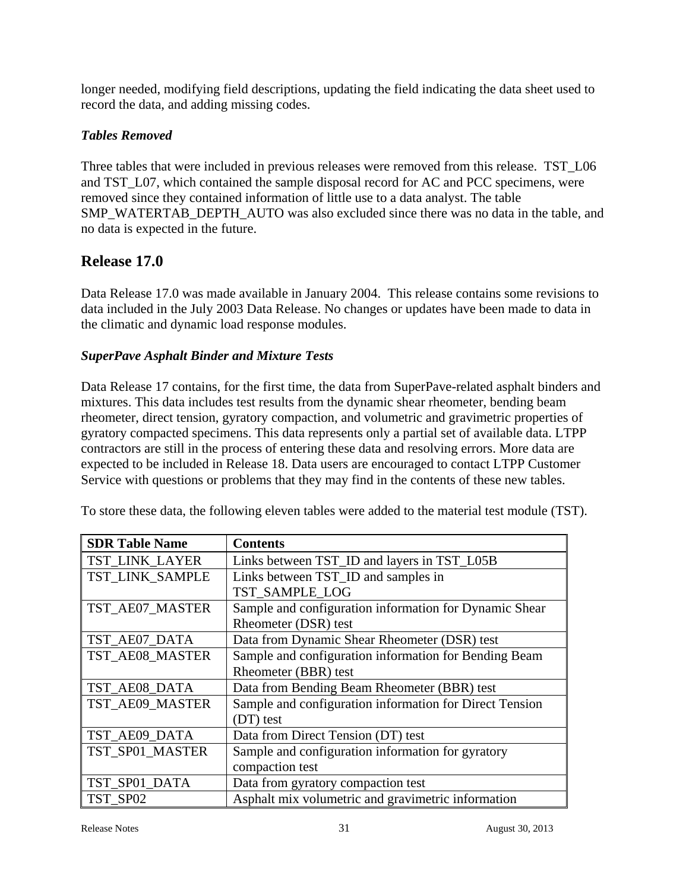longer needed, modifying field descriptions, updating the field indicating the data sheet used to record the data, and adding missing codes.

### *Tables Removed*

Three tables that were included in previous releases were removed from this release. TST_L06 and TST_L07, which contained the sample disposal record for AC and PCC specimens, were removed since they contained information of little use to a data analyst. The table SMP_WATERTAB_DEPTH_AUTO was also excluded since there was no data in the table, and no data is expected in the future.

## Release 17.0

Data Release 17.0 was made available in January 2004. This release contains some revisions to data included in the July 2003 Data Release. No changes or updates have been made to data in the climatic and dynamic load response modules.

### *SuperPave Asphalt Binder and Mixture Tests*

Data Release 17 contains, for the first time, the data from SuperPave-related asphalt binders and mixtures. This data includes test results from the dynamic shear rheometer, bending beam rheometer, direct tension, gyratory compaction, and volumetric and gravimetric properties of gyratory compacted specimens. This data represents only a partial set of available data. LTPP contractors are still in the process of entering these data and resolving errors. More data are expected to be included in Release 18. Data users are encouraged to contact LTPP Customer Service with questions or problems that they may find in the contents of these new tables.

To store these data, the following eleven tables were added to the material test module (TST).

| SDR Table Name | Contents |
|---|---|
| TST_LINK_LAYER | Links between TST_ID and layers in TST_L05B |
| TST_LINK_SAMPLE | Links between TST_ID and samples in TST_SAMPLE_LOG |
| TST_AE07_MASTER | Sample and configuration information for Dynamic Shear Rheometer (DSR) test |
| TST_AE07_DATA | Data from Dynamic Shear Rheometer (DSR) test |
| TST_AE08_MASTER | Sample and configuration information for Bending Beam Rheometer (BBR) test |
| TST_AE08_DATA | Data from Bending Beam Rheometer (BBR) test |
| TST_AE09_MASTER | Sample and configuration information for Direct Tension (DT) test |
| TST_AE09_DATA | Data from Direct Tension (DT) test |
| TST_SP01_MASTER | Sample and configuration information for gyratory compaction test |
| TST_SP01_DATA | Data from gyratory compaction test |
| TST_SP02 | Asphalt mix volumetric and gravimetric information |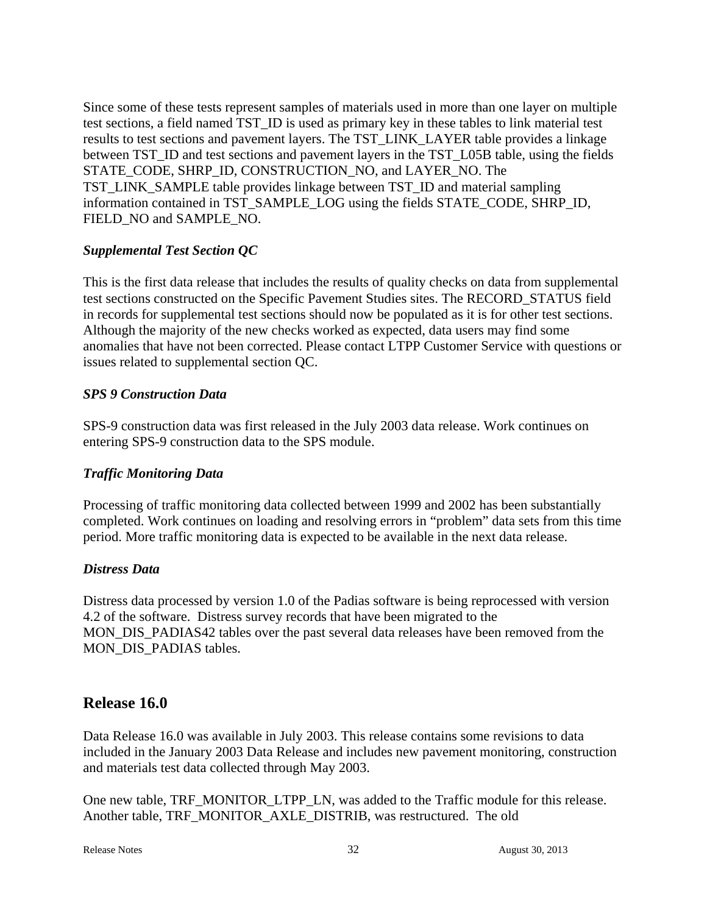Since some of these tests represent samples of materials used in more than one layer on multiple test sections, a field named TST_ID is used as primary key in these tables to link material test results to test sections and pavement layers. The TST_LINK_LAYER table provides a linkage between TST_ID and test sections and pavement layers in the TST_L05B table, using the fields STATE_CODE, SHRP_ID, CONSTRUCTION_NO, and LAYER_NO. The TST_LINK_SAMPLE table provides linkage between TST_ID and material sampling information contained in TST_SAMPLE_LOG using the fields STATE_CODE, SHRP_ID, FIELD_NO and SAMPLE_NO.

### *Supplemental Test Section QC*

This is the first data release that includes the results of quality checks on data from supplemental test sections constructed on the Specific Pavement Studies sites. The RECORD_STATUS field in records for supplemental test sections should now be populated as it is for other test sections. Although the majority of the new checks worked as expected, data users may find some anomalies that have not been corrected. Please contact LTPP Customer Service with questions or issues related to supplemental section QC.

### *SPS 9 Construction Data*

SPS-9 construction data was first released in the July 2003 data release. Work continues on entering SPS-9 construction data to the SPS module.

### *Traffic Monitoring Data*

Processing of traffic monitoring data collected between 1999 and 2002 has been substantially completed. Work continues on loading and resolving errors in "problem" data sets from this time period. More traffic monitoring data is expected to be available in the next data release.

### *Distress Data*

Distress data processed by version 1.0 of the Padias software is being reprocessed with version 4.2 of the software. Distress survey records that have been migrated to the MON_DIS_PADIAS42 tables over the past several data releases have been removed from the MON_DIS_PADIAS tables.

## Release 16.0

Data Release 16.0 was available in July 2003. This release contains some revisions to data included in the January 2003 Data Release and includes new pavement monitoring, construction and materials test data collected through May 2003.

One new table, TRF_MONITOR_LTPP_LN, was added to the Traffic module for this release. Another table, TRF_MONITOR_AXLE_DISTRIB, was restructured. The old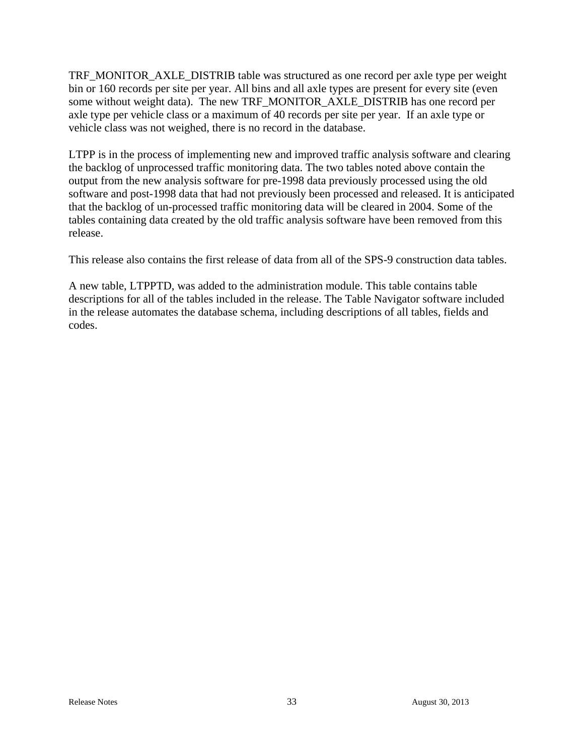TRF_MONITOR_AXLE_DISTRIB table was structured as one record per axle type per weight bin or 160 records per site per year. All bins and all axle types are present for every site (even some without weight data). The new TRF_MONITOR_AXLE_DISTRIB has one record per axle type per vehicle class or a maximum of 40 records per site per year. If an axle type or vehicle class was not weighed, there is no record in the database.

LTPP is in the process of implementing new and improved traffic analysis software and clearing the backlog of unprocessed traffic monitoring data. The two tables noted above contain the output from the new analysis software for pre-1998 data previously processed using the old software and post-1998 data that had not previously been processed and released. It is anticipated that the backlog of un-processed traffic monitoring data will be cleared in 2004. Some of the tables containing data created by the old traffic analysis software have been removed from this release.

This release also contains the first release of data from all of the SPS-9 construction data tables.

A new table, LTPPTD, was added to the administration module. This table contains table descriptions for all of the tables included in the release. The Table Navigator software included in the release automates the database schema, including descriptions of all tables, fields and codes.